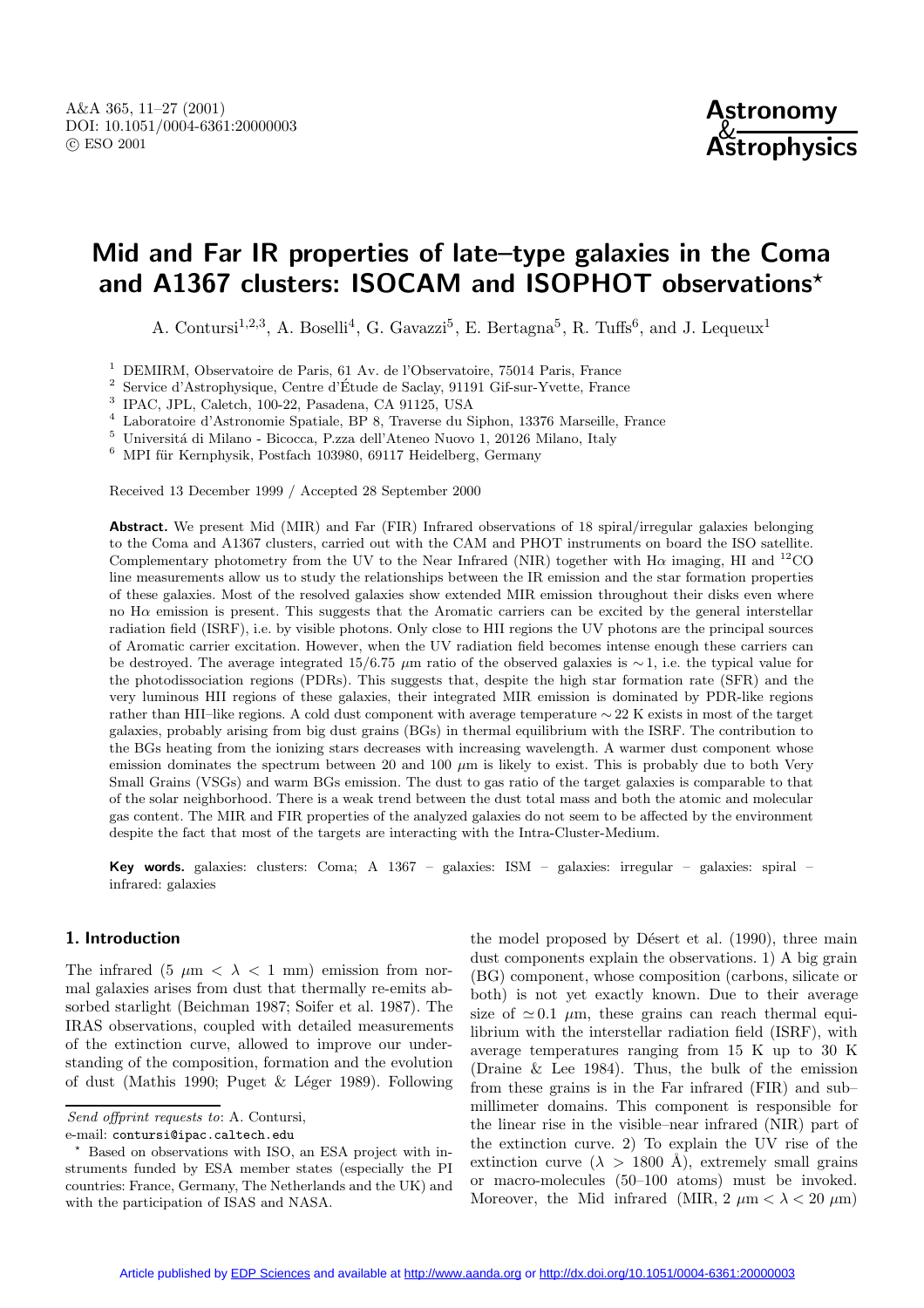# Mid and Far IR properties of late–type galaxies in the Coma and A1367 clusters: ISOCAM and ISOPHOT observations*

A. Contursi[1,2,3], A. Boselli[4], G. Gavazzi[5], E. Bertagna[5], R. Tuffs[6], and J. Lequeux[1]

[1] DEMIRM, Observatoire de Paris, 61 Av. de l'Observatoire, 75014 Paris, France
[2] Service d'Astrophysique, Centre d'Étude de Saclay, 91191 Gif-sur-Yvette, France
[3] IPAC, JPL, Caletch, 100-22, Pasadena, CA 91125, USA
[4] Laboratoire d'Astronomie Spatiale, BP 8, Traverse du Siphon, 13376 Marseille, France
[5] Universitá di Milano - Bicocca, P.zza dell'Ateneo Nuovo 1, 20126 Milano, Italy
[6] MPI für Kernphysik, Postfach 103980, 69117 Heidelberg, Germany

Received 13 December 1999 / Accepted 28 September 2000

**Abstract.** We present Mid (MIR) and Far (FIR) Infrared observations of 18 spiral/irregular galaxies belonging to the Coma and A1367 clusters, carried out with the CAM and PHOT instruments on board the ISO satellite. Complementary photometry from the UV to the Near Infrared (NIR) together with H$\alpha$ imaging, HI and $^{12}$CO line measurements allow us to study the relationships between the IR emission and the star formation properties of these galaxies. Most of the resolved galaxies show extended MIR emission throughout their disks even where no H$\alpha$ emission is present. This suggests that the Aromatic carriers can be excited by the general interstellar radiation field (ISRF), i.e. by visible photons. Only close to HII regions the UV photons are the principal sources of Aromatic carrier excitation. However, when the UV radiation field becomes intense enough these carriers can be destroyed. The average integrated 15/6.75 $\mu$m ratio of the observed galaxies is $\sim 1$, i.e. the typical value for the photodissociation regions (PDRs). This suggests that, despite the high star formation rate (SFR) and the very luminous HII regions of these galaxies, their integrated MIR emission is dominated by PDR-like regions rather than HII–like regions. A cold dust component with average temperature $\sim 22$ K exists in most of the target galaxies, probably arising from big dust grains (BGs) in thermal equilibrium with the ISRF. The contribution to the BGs heating from the ionizing stars decreases with increasing wavelength. A warmer dust component whose emission dominates the spectrum between 20 and 100 $\mu$m is likely to exist. This is probably due to both Very Small Grains (VSGs) and warm BGs emission. The dust to gas ratio of the target galaxies is comparable to that of the solar neighborhood. There is a weak trend between the dust total mass and both the atomic and molecular gas content. The MIR and FIR properties of the analyzed galaxies do not seem to be affected by the environment despite the fact that most of the targets are interacting with the Intra-Cluster-Medium.

**Key words.** galaxies: clusters: Coma; A 1367 – galaxies: ISM – galaxies: irregular – galaxies: spiral – infrared: galaxies

## 1. Introduction

The infrared (5 $\mu$m $< \lambda <$ 1 mm) emission from normal galaxies arises from dust that thermally re-emits absorbed starlight (Beichman 1987; Soifer et al. 1987). The IRAS observations, coupled with detailed measurements of the extinction curve, allowed to improve our understanding of the composition, formation and the evolution of dust (Mathis 1990; Puget & Léger 1989). Following the model proposed by Désert et al. (1990), three main dust components explain the observations. 1) A big grain (BG) component, whose composition (carbons, silicate or both) is not yet exactly known. Due to their average size of $\simeq 0.1$ $\mu$m, these grains can reach thermal equilibrium with the interstellar radiation field (ISRF), with average temperatures ranging from 15 K up to 30 K (Draine & Lee 1984). Thus, the bulk of the emission from these grains is in the Far infrared (FIR) and sub–millimeter domains. This component is responsible for the linear rise in the visible–near infrared (NIR) part of the extinction curve. 2) To explain the UV rise of the extinction curve ($\lambda >$ 1800 Å), extremely small grains or macro-molecules (50–100 atoms) must be invoked. Moreover, the Mid infrared (MIR, 2 $\mu$m $< \lambda <$ 20 $\mu$m)

---

*Send offprint requests to*: A. Contursi,
e-mail: `contursi@ipac.caltech.edu`

* Based on observations with ISO, an ESA project with instruments funded by ESA member states (especially the PI countries: France, Germany, The Netherlands and the UK) and with the participation of ISAS and NASA.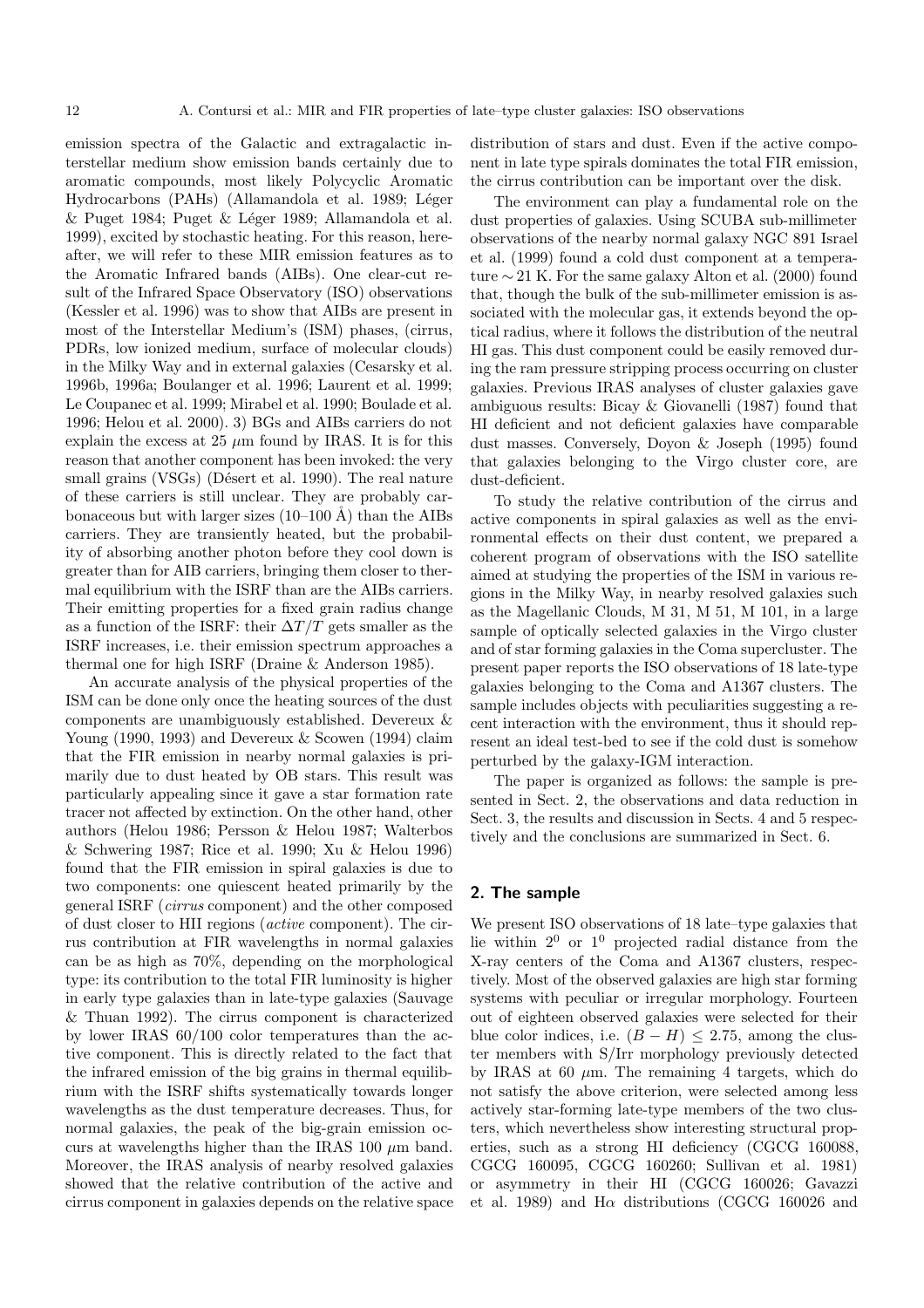emission spectra of the Galactic and extragalactic interstellar medium show emission bands certainly due to aromatic compounds, most likely Polycyclic Aromatic Hydrocarbons (PAHs) (Allamandola et al. 1989; Léger & Puget 1984; Puget & Léger 1989; Allamandola et al. 1999), excited by stochastic heating. For this reason, hereafter, we will refer to these MIR emission features as to the Aromatic Infrared bands (AIBs). One clear-cut result of the Infrared Space Observatory (ISO) observations (Kessler et al. 1996) was to show that AIBs are present in most of the Interstellar Medium's (ISM) phases, (cirrus, PDRs, low ionized medium, surface of molecular clouds) in the Milky Way and in external galaxies (Cesarsky et al. 1996b, 1996a; Boulanger et al. 1996; Laurent et al. 1999; Le Coupanec et al. 1999; Mirabel et al. 1990; Boulade et al. 1996; Helou et al. 2000). 3) BGs and AIBs carriers do not explain the excess at 25 $\mu$m found by IRAS. It is for this reason that another component has been invoked: the very small grains (VSGs) (Désert et al. 1990). The real nature of these carriers is still unclear. They are probably carbonaceous but with larger sizes (10–100 Å) than the AIBs carriers. They are transiently heated, but the probability of absorbing another photon before they cool down is greater than for AIB carriers, bringing them closer to thermal equilibrium with the ISRF than are the AIBs carriers. Their emitting properties for a fixed grain radius change as a function of the ISRF: their $\Delta T/T$ gets smaller as the ISRF increases, i.e. their emission spectrum approaches a thermal one for high ISRF (Draine & Anderson 1985).

An accurate analysis of the physical properties of the ISM can be done only once the heating sources of the dust components are unambiguously established. Devereux & Young (1990, 1993) and Devereux & Scowen (1994) claim that the FIR emission in nearby normal galaxies is primarily due to dust heated by OB stars. This result was particularly appealing since it gave a star formation rate tracer not affected by extinction. On the other hand, other authors (Helou 1986; Persson & Helou 1987; Walterbos & Schwering 1987; Rice et al. 1990; Xu & Helou 1996) found that the FIR emission in spiral galaxies is due to two components: one quiescent heated primarily by the general ISRF (*cirrus* component) and the other composed of dust closer to HII regions (*active* component). The cirrus contribution at FIR wavelengths in normal galaxies can be as high as 70%, depending on the morphological type: its contribution to the total FIR luminosity is higher in early type galaxies than in late-type galaxies (Sauvage & Thuan 1992). The cirrus component is characterized by lower IRAS 60/100 color temperatures than the active component. This is directly related to the fact that the infrared emission of the big grains in thermal equilibrium with the ISRF shifts systematically towards longer wavelengths as the dust temperature decreases. Thus, for normal galaxies, the peak of the big-grain emission occurs at wavelengths higher than the IRAS 100 $\mu$m band. Moreover, the IRAS analysis of nearby resolved galaxies showed that the relative contribution of the active and cirrus component in galaxies depends on the relative space distribution of stars and dust. Even if the active component in late type spirals dominates the total FIR emission, the cirrus contribution can be important over the disk.

The environment can play a fundamental role on the dust properties of galaxies. Using SCUBA sub-millimeter observations of the nearby normal galaxy NGC 891 Israel et al. (1999) found a cold dust component at a temperature $\sim 21$ K. For the same galaxy Alton et al. (2000) found that, though the bulk of the sub-millimeter emission is associated with the molecular gas, it extends beyond the optical radius, where it follows the distribution of the neutral HI gas. This dust component could be easily removed during the ram pressure stripping process occurring on cluster galaxies. Previous IRAS analyses of cluster galaxies gave ambiguous results: Bicay & Giovanelli (1987) found that HI deficient and not deficient galaxies have comparable dust masses. Conversely, Doyon & Joseph (1995) found that galaxies belonging to the Virgo cluster core, are dust-deficient.

To study the relative contribution of the cirrus and active components in spiral galaxies as well as the environmental effects on their dust content, we prepared a coherent program of observations with the ISO satellite aimed at studying the properties of the ISM in various regions in the Milky Way, in nearby resolved galaxies such as the Magellanic Clouds, M 31, M 51, M 101, in a large sample of optically selected galaxies in the Virgo cluster and of star forming galaxies in the Coma supercluster. The present paper reports the ISO observations of 18 late-type galaxies belonging to the Coma and A1367 clusters. The sample includes objects with peculiarities suggesting a recent interaction with the environment, thus it should represent an ideal test-bed to see if the cold dust is somehow perturbed by the galaxy-IGM interaction.

The paper is organized as follows: the sample is presented in Sect. 2, the observations and data reduction in Sect. 3, the results and discussion in Sects. 4 and 5 respectively and the conclusions are summarized in Sect. 6.

## 2. The sample

We present ISO observations of 18 late–type galaxies that lie within $2^0$ or $1^0$ projected radial distance from the X-ray centers of the Coma and A1367 clusters, respectively. Most of the observed galaxies are high star forming systems with peculiar or irregular morphology. Fourteen out of eighteen observed galaxies were selected for their blue color indices, i.e. $(B-H) \leq 2.75$, among the cluster members with S/Irr morphology previously detected by IRAS at 60 $\mu$m. The remaining 4 targets, which do not satisfy the above criterion, were selected among less actively star-forming late-type members of the two clusters, which nevertheless show interesting structural properties, such as a strong HI deficiency (CGCG 160088, CGCG 160095, CGCG 160260; Sullivan et al. 1981) or asymmetry in their HI (CGCG 160026; Gavazzi et al. 1989) and H$\alpha$ distributions (CGCG 160026 and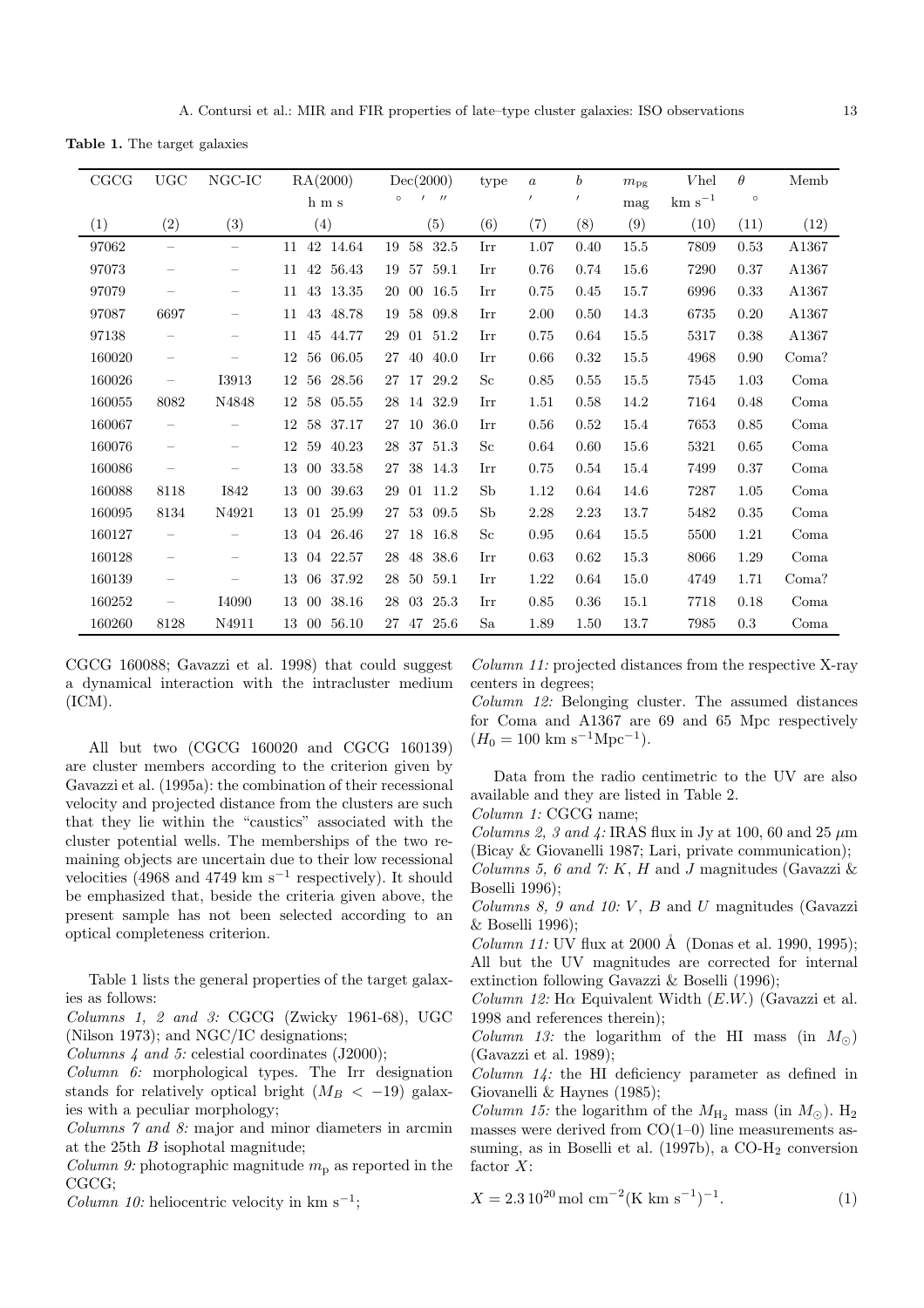**Table 1.** The target galaxies

| CGCG | UGC | NGC-IC | RA(2000) | Dec(2000) | type | $a$ | $b$ | $m_{\rm pg}$ | $V$hel | $\theta$ | Memb |
|---|---|---|---|---|---|---|---|---|---|---|---|
| | | | h m s | ° ′ ″ | | ′ | ′ | mag | km s$^{-1}$ | ° | |
| (1) | (2) | (3) | (4) | (5) | (6) | (7) | (8) | (9) | (10) | (11) | (12) |
| 97062 | – | – | 11 42 14.64 | 19 58 32.5 | Irr | 1.07 | 0.40 | 15.5 | 7809 | 0.53 | A1367 |
| 97073 | – | – | 11 42 56.43 | 19 57 59.1 | Irr | 0.76 | 0.74 | 15.6 | 7290 | 0.37 | A1367 |
| 97079 | – | – | 11 43 13.35 | 20 00 16.5 | Irr | 0.75 | 0.45 | 15.7 | 6996 | 0.33 | A1367 |
| 97087 | 6697 | – | 11 43 48.78 | 19 58 09.8 | Irr | 2.00 | 0.50 | 14.3 | 6735 | 0.20 | A1367 |
| 97138 | – | – | 11 45 44.77 | 29 01 51.2 | Irr | 0.75 | 0.64 | 15.5 | 5317 | 0.38 | A1367 |
| 160020 | – | – | 12 56 06.05 | 27 40 40.0 | Irr | 0.66 | 0.32 | 15.5 | 4968 | 0.90 | Coma? |
| 160026 | – | I3913 | 12 56 28.56 | 27 17 29.2 | Sc | 0.85 | 0.55 | 15.5 | 7545 | 1.03 | Coma |
| 160055 | 8082 | N4848 | 12 58 05.55 | 28 14 32.9 | Irr | 1.51 | 0.58 | 14.2 | 7164 | 0.48 | Coma |
| 160067 | – | – | 12 58 37.17 | 27 10 36.0 | Irr | 0.56 | 0.52 | 15.4 | 7653 | 0.85 | Coma |
| 160076 | – | – | 12 59 40.23 | 28 37 51.3 | Sc | 0.64 | 0.60 | 15.6 | 5321 | 0.65 | Coma |
| 160086 | – | – | 13 00 33.58 | 27 38 14.3 | Irr | 0.75 | 0.54 | 15.4 | 7499 | 0.37 | Coma |
| 160088 | 8118 | I842 | 13 00 39.63 | 29 01 11.2 | Sb | 1.12 | 0.64 | 14.6 | 7287 | 1.05 | Coma |
| 160095 | 8134 | N4921 | 13 01 25.99 | 27 53 09.5 | Sb | 2.28 | 2.23 | 13.7 | 5482 | 0.35 | Coma |
| 160127 | – | – | 13 04 26.46 | 27 18 16.8 | Sc | 0.95 | 0.64 | 15.5 | 5500 | 1.21 | Coma |
| 160128 | – | – | 13 04 22.57 | 28 48 38.6 | Irr | 0.63 | 0.62 | 15.3 | 8066 | 1.29 | Coma |
| 160139 | – | – | 13 06 37.92 | 28 50 59.1 | Irr | 1.22 | 0.64 | 15.0 | 4749 | 1.71 | Coma? |
| 160252 | – | I4090 | 13 00 38.16 | 28 03 25.3 | Irr | 0.85 | 0.36 | 15.1 | 7718 | 0.18 | Coma |
| 160260 | 8128 | N4911 | 13 00 56.10 | 27 47 25.6 | Sa | 1.89 | 1.50 | 13.7 | 7985 | 0.3 | Coma |

CGCG 160088; Gavazzi et al. 1998) that could suggest a dynamical interaction with the intracluster medium (ICM).

All but two (CGCG 160020 and CGCG 160139) are cluster members according to the criterion given by Gavazzi et al. (1995a): the combination of their recessional velocity and projected distance from the clusters are such that they lie within the "caustics" associated with the cluster potential wells. The memberships of the two remaining objects are uncertain due to their low recessional velocities (4968 and 4749 km s$^{-1}$ respectively). It should be emphasized that, beside the criteria given above, the present sample has not been selected according to an optical completeness criterion.

Table 1 lists the general properties of the target galaxies as follows:

*Columns 1, 2 and 3:* CGCG (Zwicky 1961-68), UGC (Nilson 1973); and NGC/IC designations;

*Columns 4 and 5:* celestial coordinates (J2000);

*Column 6:* morphological types. The Irr designation stands for relatively optical bright ($M_B < -19$) galaxies with a peculiar morphology;

*Columns 7 and 8:* major and minor diameters in arcmin at the 25th $B$ isophotal magnitude;

*Column 9:* photographic magnitude $m_{\rm p}$ as reported in the CGCG;

*Column 10:* heliocentric velocity in km s$^{-1}$;

*Column 11:* projected distances from the respective X-ray centers in degrees;

*Column 12:* Belonging cluster. The assumed distances for Coma and A1367 are 69 and 65 Mpc respectively ($H_0 = 100$ km s$^{-1}$Mpc$^{-1}$).

Data from the radio centimetric to the UV are also available and they are listed in Table 2.

*Column 1:* CGCG name;

*Columns 2, 3 and 4:* IRAS flux in Jy at 100, 60 and 25 $\mu$m (Bicay & Giovanelli 1987; Lari, private communication);

*Columns 5, 6 and 7:* $K$, $H$ and $J$ magnitudes (Gavazzi & Boselli 1996);

*Columns 8, 9 and 10:* $V$, $B$ and $U$ magnitudes (Gavazzi & Boselli 1996);

*Column 11:* UV flux at 2000 Å (Donas et al. 1990, 1995); All but the UV magnitudes are corrected for internal extinction following Gavazzi & Boselli (1996);

*Column 12:* H$\alpha$ Equivalent Width (*E.W.*) (Gavazzi et al. 1998 and references therein);

*Column 13:* the logarithm of the HI mass (in $M_\odot$) (Gavazzi et al. 1989);

*Column 14:* the HI deficiency parameter as defined in Giovanelli & Haynes (1985);

*Column 15:* the logarithm of the $M_{\rm H_2}$ mass (in $M_\odot$). $H_2$ masses were derived from CO(1–0) line measurements assuming, as in Boselli et al. (1997b), a CO-$H_2$ conversion factor $X$:

$$X = 2.3\,10^{20}\,\mathrm{mol\ cm^{-2}(K\ km\ s^{-1})^{-1}}. \quad (1)$$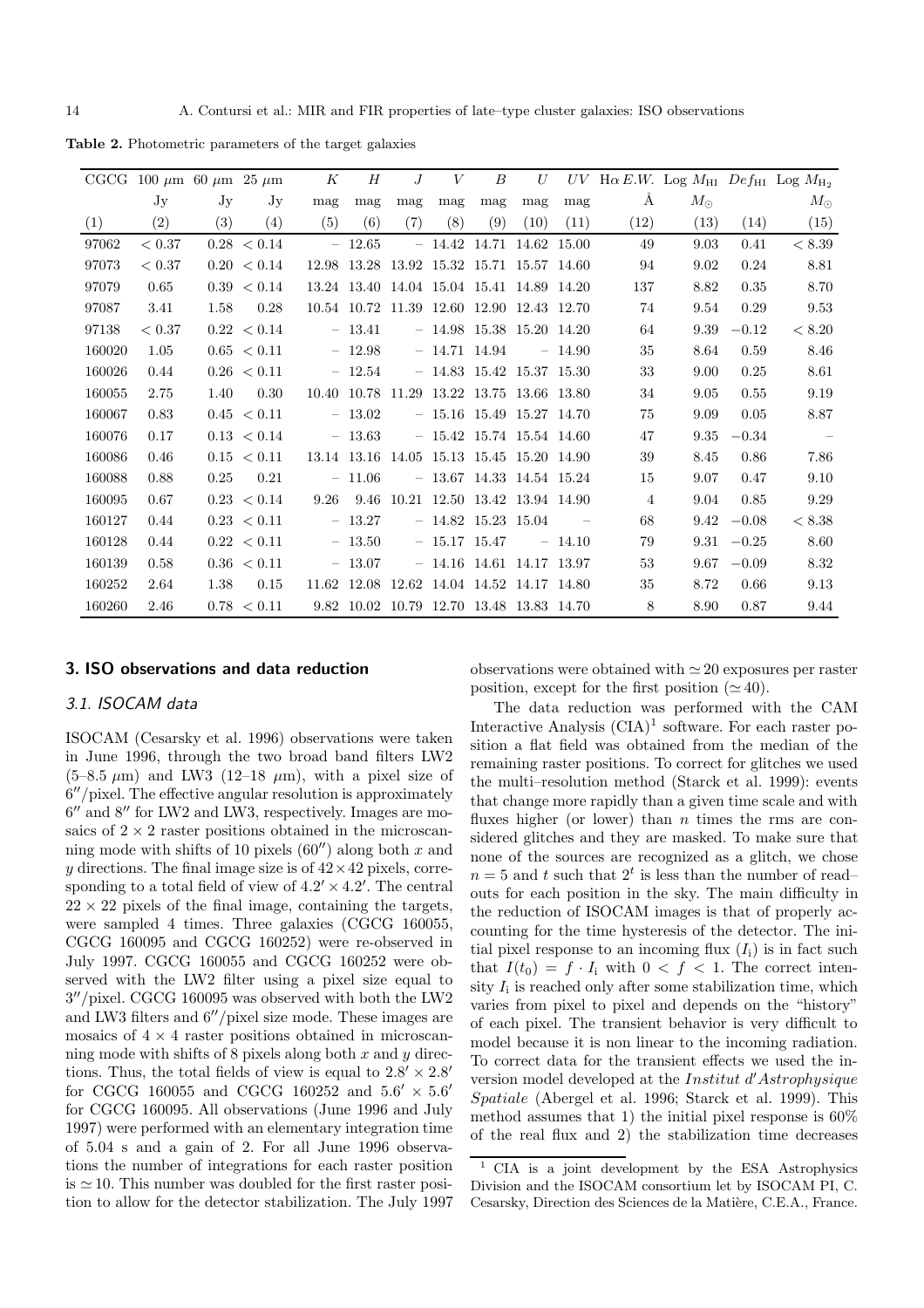**Table 2.** Photometric parameters of the target galaxies

| CGCG | 100 $\mu$m | 60 $\mu$m | 25 $\mu$m | $K$ | $H$ | $J$ | $V$ | $B$ | $U$ | $UV$ | H$\alpha$ $E.W.$ | Log $M_{\rm HI}$ | $Def_{\rm HI}$ | Log $M_{\rm H_2}$ |
|---|---|---|---|---|---|---|---|---|---|---|---|---|---|---|
| | Jy | Jy | Jy | mag | mag | mag | mag | mag | mag | mag | Å | $M_{\odot}$ | | $M_{\odot}$ |
| (1) | (2) | (3) | (4) | (5) | (6) | (7) | (8) | (9) | (10) | (11) | (12) | (13) | (14) | (15) |
| 97062 | $< 0.37$ | 0.28 | $< 0.14$ | – | 12.65 | – | 14.42 | 14.71 | 14.62 | 15.00 | 49 | 9.03 | 0.41 | $< 8.39$ |
| 97073 | $< 0.37$ | 0.20 | $< 0.14$ | 12.98 | 13.28 | 13.92 | 15.32 | 15.71 | 15.57 | 14.60 | 94 | 9.02 | 0.24 | 8.81 |
| 97079 | 0.65 | 0.39 | $< 0.14$ | 13.24 | 13.40 | 14.04 | 15.04 | 15.41 | 14.89 | 14.20 | 137 | 8.82 | 0.35 | 8.70 |
| 97087 | 3.41 | 1.58 | 0.28 | 10.54 | 10.72 | 11.39 | 12.60 | 12.90 | 12.43 | 12.70 | 74 | 9.54 | 0.29 | 9.53 |
| 97138 | $< 0.37$ | 0.22 | $< 0.14$ | – | 13.41 | – | 14.98 | 15.38 | 15.20 | 14.20 | 64 | 9.39 | $-0.12$ | $< 8.20$ |
| 160020 | 1.05 | 0.65 | $< 0.11$ | – | 12.98 | – | 14.71 | 14.94 | – | 14.90 | 35 | 8.64 | 0.59 | 8.46 |
| 160026 | 0.44 | 0.26 | $< 0.11$ | – | 12.54 | – | 14.83 | 15.42 | 15.37 | 15.30 | 33 | 9.00 | 0.25 | 8.61 |
| 160055 | 2.75 | 1.40 | 0.30 | 10.40 | 10.78 | 11.29 | 13.22 | 13.75 | 13.66 | 13.80 | 34 | 9.05 | 0.55 | 9.19 |
| 160067 | 0.83 | 0.45 | $< 0.11$ | – | 13.02 | – | 15.16 | 15.49 | 15.27 | 14.70 | 75 | 9.09 | 0.05 | 8.87 |
| 160076 | 0.17 | 0.13 | $< 0.14$ | – | 13.63 | – | 15.42 | 15.74 | 15.54 | 14.60 | 47 | 9.35 | $-0.34$ | – |
| 160086 | 0.46 | 0.15 | $< 0.11$ | 13.14 | 13.16 | 14.05 | 15.13 | 15.45 | 15.20 | 14.90 | 39 | 8.45 | 0.86 | 7.86 |
| 160088 | 0.88 | 0.25 | 0.21 | – | 11.06 | – | 13.67 | 14.33 | 14.54 | 15.24 | 15 | 9.07 | 0.47 | 9.10 |
| 160095 | 0.67 | 0.23 | $< 0.14$ | 9.26 | 9.46 | 10.21 | 12.50 | 13.42 | 13.94 | 14.90 | 4 | 9.04 | 0.85 | 9.29 |
| 160127 | 0.44 | 0.23 | $< 0.11$ | – | 13.27 | – | 14.82 | 15.23 | 15.04 | – | 68 | 9.42 | $-0.08$ | $< 8.38$ |
| 160128 | 0.44 | 0.22 | $< 0.11$ | – | 13.50 | – | 15.17 | 15.47 | – | 14.10 | 79 | 9.31 | $-0.25$ | 8.60 |
| 160139 | 0.58 | 0.36 | $< 0.11$ | – | 13.07 | – | 14.16 | 14.61 | 14.17 | 13.97 | 53 | 9.67 | $-0.09$ | 8.32 |
| 160252 | 2.64 | 1.38 | 0.15 | 11.62 | 12.08 | 12.62 | 14.04 | 14.52 | 14.17 | 14.80 | 35 | 8.72 | 0.66 | 9.13 |
| 160260 | 2.46 | 0.78 | $< 0.11$ | 9.82 | 10.02 | 10.79 | 12.70 | 13.48 | 13.83 | 14.70 | 8 | 8.90 | 0.87 | 9.44 |

## 3. ISO observations and data reduction

### 3.1. ISOCAM data

ISOCAM (Cesarsky et al. 1996) observations were taken in June 1996, through the two broad band filters LW2 (5–8.5 $\mu$m) and LW3 (12–18 $\mu$m), with a pixel size of $6''$/pixel. The effective angular resolution is approximately $6''$ and $8''$ for LW2 and LW3, respectively. Images are mosaics of $2 \times 2$ raster positions obtained in the microscanning mode with shifts of 10 pixels ($60''$) along both $x$ and $y$ directions. The final image size is of $42 \times 42$ pixels, corresponding to a total field of view of $4.2' \times 4.2'$. The central $22 \times 22$ pixels of the final image, containing the targets, were sampled 4 times. Three galaxies (CGCG 160055, CGCG 160095 and CGCG 160252) were re-observed in July 1997. CGCG 160055 and CGCG 160252 were observed with the LW2 filter using a pixel size equal to $3''$/pixel. CGCG 160095 was observed with both the LW2 and LW3 filters and $6''$/pixel size mode. These images are mosaics of $4 \times 4$ raster positions obtained in microscanning mode with shifts of 8 pixels along both $x$ and $y$ directions. Thus, the total fields of view is equal to $2.8' \times 2.8'$ for CGCG 160055 and CGCG 160252 and $5.6' \times 5.6'$ for CGCG 160095. All observations (June 1996 and July 1997) were performed with an elementary integration time of 5.04 s and a gain of 2. For all June 1996 observations the number of integrations for each raster position is $\simeq 10$. This number was doubled for the first raster position to allow for the detector stabilization. The July 1997 observations were obtained with $\simeq 20$ exposures per raster position, except for the first position ($\simeq 40$).

The data reduction was performed with the CAM Interactive Analysis (CIA)[1] software. For each raster position a flat field was obtained from the median of the remaining raster positions. To correct for glitches we used the multi–resolution method (Starck et al. 1999): events that change more rapidly than a given time scale and with fluxes higher (or lower) than $n$ times the rms are considered glitches and they are masked. To make sure that none of the sources are recognized as a glitch, we chose $n = 5$ and $t$ such that $2^t$ is less than the number of read–outs for each position in the sky. The main difficulty in the reduction of ISOCAM images is that of properly accounting for the time hysteresis of the detector. The initial pixel response to an incoming flux ($I_{\rm i}$) is in fact such that $I(t_0) = f \cdot I_{\rm i}$ with $0 < f < 1$. The correct intensity $I_{\rm i}$ is reached only after some stabilization time, which varies from pixel to pixel and depends on the "history" of each pixel. The transient behavior is very difficult to model because it is non linear to the incoming radiation. To correct data for the transient effects we used the inversion model developed at the *Institut d'Astrophysique Spatiale* (Abergel et al. 1996; Starck et al. 1999). This method assumes that 1) the initial pixel response is 60% of the real flux and 2) the stabilization time decreases

[1] CIA is a joint development by the ESA Astrophysics Division and the ISOCAM consortium let by ISOCAM PI, C. Cesarsky, Direction des Sciences de la Matière, C.E.A., France.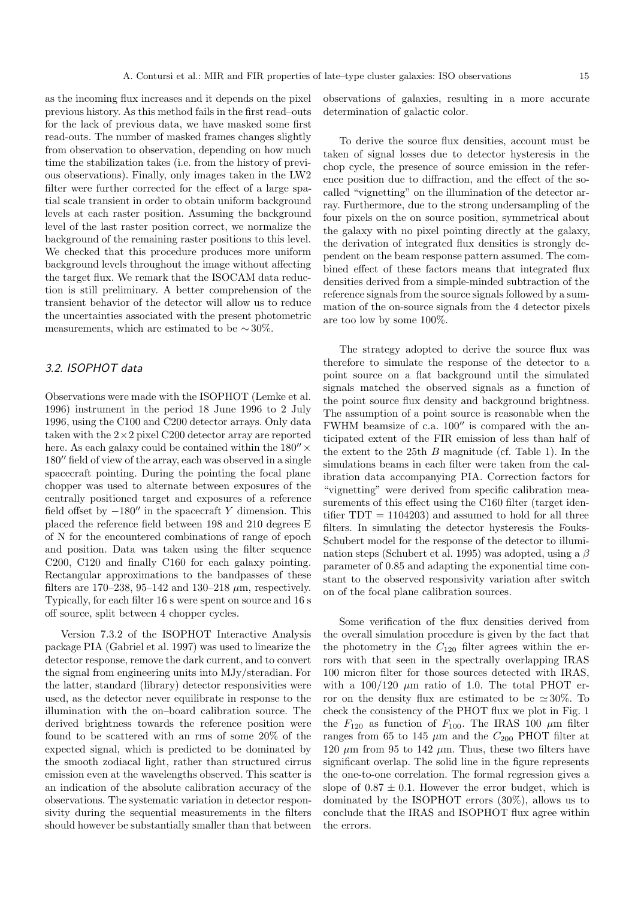as the incoming flux increases and it depends on the pixel previous history. As this method fails in the first read–outs for the lack of previous data, we have masked some first read-outs. The number of masked frames changes slightly from observation to observation, depending on how much time the stabilization takes (i.e. from the history of previous observations). Finally, only images taken in the LW2 filter were further corrected for the effect of a large spatial scale transient in order to obtain uniform background levels at each raster position. Assuming the background level of the last raster position correct, we normalize the background of the remaining raster positions to this level. We checked that this procedure produces more uniform background levels throughout the image without affecting the target flux. We remark that the ISOCAM data reduction is still preliminary. A better comprehension of the transient behavior of the detector will allow us to reduce the uncertainties associated with the present photometric measurements, which are estimated to be $\sim 30\%$.

### 3.2. ISOPHOT data

Observations were made with the ISOPHOT (Lemke et al. 1996) instrument in the period 18 June 1996 to 2 July 1996, using the C100 and C200 detector arrays. Only data taken with the $2\times2$ pixel C200 detector array are reported here. As each galaxy could be contained within the $180'' \times 180''$ field of view of the array, each was observed in a single spacecraft pointing. During the pointing the focal plane chopper was used to alternate between exposures of the centrally positioned target and exposures of a reference field offset by $-180''$ in the spacecraft $Y$ dimension. This placed the reference field between 198 and 210 degrees E of N for the encountered combinations of range of epoch and position. Data was taken using the filter sequence C200, C120 and finally C160 for each galaxy pointing. Rectangular approximations to the bandpasses of these filters are 170–238, 95–142 and 130–218 $\mu$m, respectively. Typically, for each filter 16 s were spent on source and 16 s off source, split between 4 chopper cycles.

Version 7.3.2 of the ISOPHOT Interactive Analysis package PIA (Gabriel et al. 1997) was used to linearize the detector response, remove the dark current, and to convert the signal from engineering units into MJy/steradian. For the latter, standard (library) detector responsivities were used, as the detector never equilibrate in response to the illumination with the on–board calibration source. The derived brightness towards the reference position were found to be scattered with an rms of some 20% of the expected signal, which is predicted to be dominated by the smooth zodiacal light, rather than structured cirrus emission even at the wavelengths observed. This scatter is an indication of the absolute calibration accuracy of the observations. The systematic variation in detector responsivity during the sequential measurements in the filters should however be substantially smaller than that between observations of galaxies, resulting in a more accurate determination of galactic color.

To derive the source flux densities, account must be taken of signal losses due to detector hysteresis in the chop cycle, the presence of source emission in the reference position due to diffraction, and the effect of the so-called "vignetting" on the illumination of the detector array. Furthermore, due to the strong undersampling of the four pixels on the on source position, symmetrical about the galaxy with no pixel pointing directly at the galaxy, the derivation of integrated flux densities is strongly dependent on the beam response pattern assumed. The combined effect of these factors means that integrated flux densities derived from a simple-minded subtraction of the reference signals from the source signals followed by a summation of the on-source signals from the 4 detector pixels are too low by some 100%.

The strategy adopted to derive the source flux was therefore to simulate the response of the detector to a point source on a flat background until the simulated signals matched the observed signals as a function of the point source flux density and background brightness. The assumption of a point source is reasonable when the FWHM beamsize of c.a. $100''$ is compared with the anticipated extent of the FIR emission of less than half of the extent to the 25th $B$ magnitude (cf. Table 1). In the simulations beams in each filter were taken from the calibration data accompanying PIA. Correction factors for "vignetting" were derived from specific calibration measurements of this effect using the C160 filter (target identifier TDT = 1104203) and assumed to hold for all three filters. In simulating the detector hysteresis the Fouks-Schubert model for the response of the detector to illumination steps (Schubert et al. 1995) was adopted, using a $\beta$ parameter of 0.85 and adapting the exponential time constant to the observed responsivity variation after switch on of the focal plane calibration sources.

Some verification of the flux densities derived from the overall simulation procedure is given by the fact that the photometry in the $C_{120}$ filter agrees within the errors with that seen in the spectrally overlapping IRAS 100 micron filter for those sources detected with IRAS, with a 100/120 $\mu$m ratio of 1.0. The total PHOT error on the density flux are estimated to be $\simeq 30\%$. To check the consistency of the PHOT flux we plot in Fig. 1 the $F_{120}$ as function of $F_{100}$. The IRAS 100 $\mu$m filter ranges from 65 to 145 $\mu$m and the $C_{200}$ PHOT filter at 120 $\mu$m from 95 to 142 $\mu$m. Thus, these two filters have significant overlap. The solid line in the figure represents the one-to-one correlation. The formal regression gives a slope of $0.87 \pm 0.1$. However the error budget, which is dominated by the ISOPHOT errors (30%), allows us to conclude that the IRAS and ISOPHOT flux agree within the errors.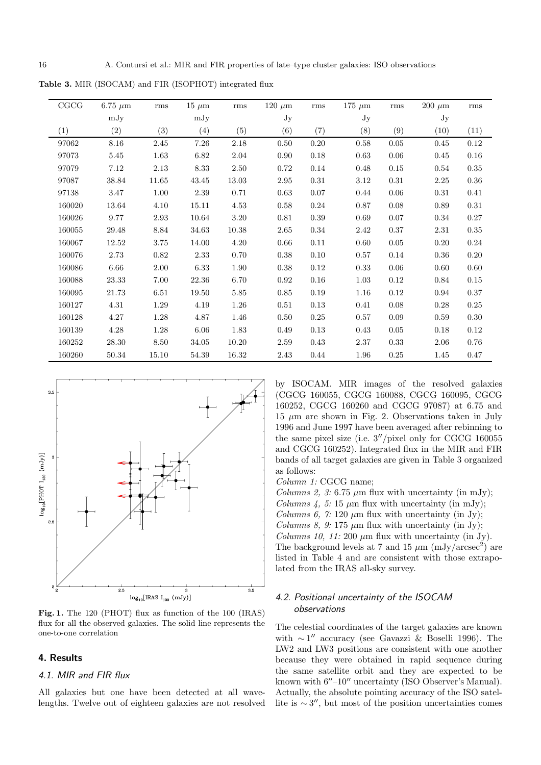**Table 3.** MIR (ISOCAM) and FIR (ISOPHOT) integrated flux

| CGCG | 6.75 $\mu$m | rms | 15 $\mu$m | rms | 120 $\mu$m | rms | 175 $\mu$m | rms | 200 $\mu$m | rms |
|---|---|---|---|---|---|---|---|---|---|---|
| | mJy | | mJy | | Jy | | Jy | | Jy | |
| (1) | (2) | (3) | (4) | (5) | (6) | (7) | (8) | (9) | (10) | (11) |
| 97062 | 8.16 | 2.45 | 7.26 | 2.18 | 0.50 | 0.20 | 0.58 | 0.05 | 0.45 | 0.12 |
| 97073 | 5.45 | 1.63 | 6.82 | 2.04 | 0.90 | 0.18 | 0.63 | 0.06 | 0.45 | 0.16 |
| 97079 | 7.12 | 2.13 | 8.33 | 2.50 | 0.72 | 0.14 | 0.48 | 0.15 | 0.54 | 0.35 |
| 97087 | 38.84 | 11.65 | 43.45 | 13.03 | 2.95 | 0.31 | 3.12 | 0.31 | 2.25 | 0.36 |
| 97138 | 3.47 | 1.00 | 2.39 | 0.71 | 0.63 | 0.07 | 0.44 | 0.06 | 0.31 | 0.41 |
| 160020 | 13.64 | 4.10 | 15.11 | 4.53 | 0.58 | 0.24 | 0.87 | 0.08 | 0.89 | 0.31 |
| 160026 | 9.77 | 2.93 | 10.64 | 3.20 | 0.81 | 0.39 | 0.69 | 0.07 | 0.34 | 0.27 |
| 160055 | 29.48 | 8.84 | 34.63 | 10.38 | 2.65 | 0.34 | 2.42 | 0.37 | 2.31 | 0.35 |
| 160067 | 12.52 | 3.75 | 14.00 | 4.20 | 0.66 | 0.11 | 0.60 | 0.05 | 0.20 | 0.24 |
| 160076 | 2.73 | 0.82 | 2.33 | 0.70 | 0.38 | 0.10 | 0.57 | 0.14 | 0.36 | 0.20 |
| 160086 | 6.66 | 2.00 | 6.33 | 1.90 | 0.38 | 0.12 | 0.33 | 0.06 | 0.60 | 0.60 |
| 160088 | 23.33 | 7.00 | 22.36 | 6.70 | 0.92 | 0.16 | 1.03 | 0.12 | 0.84 | 0.15 |
| 160095 | 21.73 | 6.51 | 19.50 | 5.85 | 0.85 | 0.19 | 1.16 | 0.12 | 0.94 | 0.37 |
| 160127 | 4.31 | 1.29 | 4.19 | 1.26 | 0.51 | 0.13 | 0.41 | 0.08 | 0.28 | 0.25 |
| 160128 | 4.27 | 1.28 | 4.87 | 1.46 | 0.50 | 0.25 | 0.57 | 0.09 | 0.59 | 0.30 |
| 160139 | 4.28 | 1.28 | 6.06 | 1.83 | 0.49 | 0.13 | 0.43 | 0.05 | 0.18 | 0.12 |
| 160252 | 28.30 | 8.50 | 34.05 | 10.20 | 2.59 | 0.43 | 2.37 | 0.33 | 2.06 | 0.76 |
| 160260 | 50.34 | 15.10 | 54.39 | 16.32 | 2.43 | 0.44 | 1.96 | 0.25 | 1.45 | 0.47 |

**Fig. 1.** The 120 (PHOT) flux as function of the 100 (IRAS) flux for all the observed galaxies. The solid line represents the one-to-one correlation

## 4. Results

### 4.1. MIR and FIR flux

All galaxies but one have been detected at all wavelengths. Twelve out of eighteen galaxies are not resolved by ISOCAM. MIR images of the resolved galaxies (CGCG 160055, CGCG 160088, CGCG 160095, CGCG 160252, CGCG 160260 and CGCG 97087) at 6.75 and 15 $\mu$m are shown in Fig. 2. Observations taken in July 1996 and June 1997 have been averaged after rebinning to the same pixel size (i.e. $3''$/pixel only for CGCG 160055 and CGCG 160252). Integrated flux in the MIR and FIR bands of all target galaxies are given in Table 3 organized as follows:

*Column 1:* CGCG name;
*Columns 2, 3:* 6.75 $\mu$m flux with uncertainty (in mJy);
*Columns 4, 5:* 15 $\mu$m flux with uncertainty (in mJy);
*Columns 6, 7:* 120 $\mu$m flux with uncertainty (in Jy);
*Columns 8, 9:* 175 $\mu$m flux with uncertainty (in Jy);
*Columns 10, 11:* 200 $\mu$m flux with uncertainty (in Jy).

The background levels at 7 and 15 $\mu$m (mJy/arcsec$^2$) are listed in Table 4 and are consistent with those extrapolated from the IRAS all-sky survey.

### 4.2. Positional uncertainty of the ISOCAM observations

The celestial coordinates of the target galaxies are known with $\sim 1''$ accuracy (see Gavazzi & Boselli 1996). The LW2 and LW3 positions are consistent with one another because they were obtained in rapid sequence during the same satellite orbit and they are expected to be known with $6''$–$10''$ uncertainty (ISO Observer's Manual). Actually, the absolute pointing accuracy of the ISO satellite is $\sim 3''$, but most of the position uncertainties comes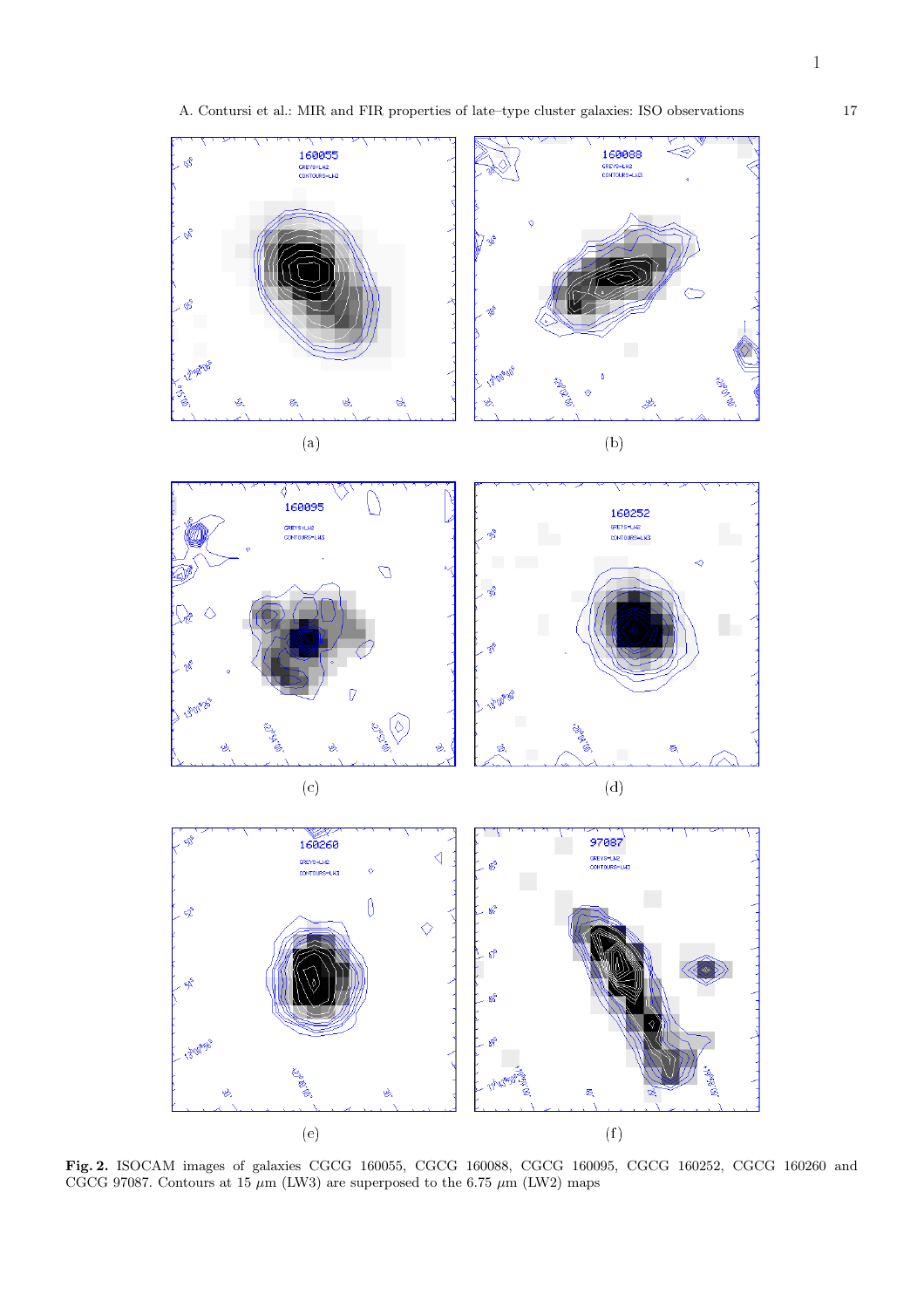(a)

(b)

(c)

(d)

(e)

(f)

**Fig. 2.** ISOCAM images of galaxies CGCG 160055, CGCG 160088, CGCG 160095, CGCG 160252, CGCG 160260 and CGCG 97087. Contours at 15 $\mu$m (LW3) are superposed to the 6.75 $\mu$m (LW2) maps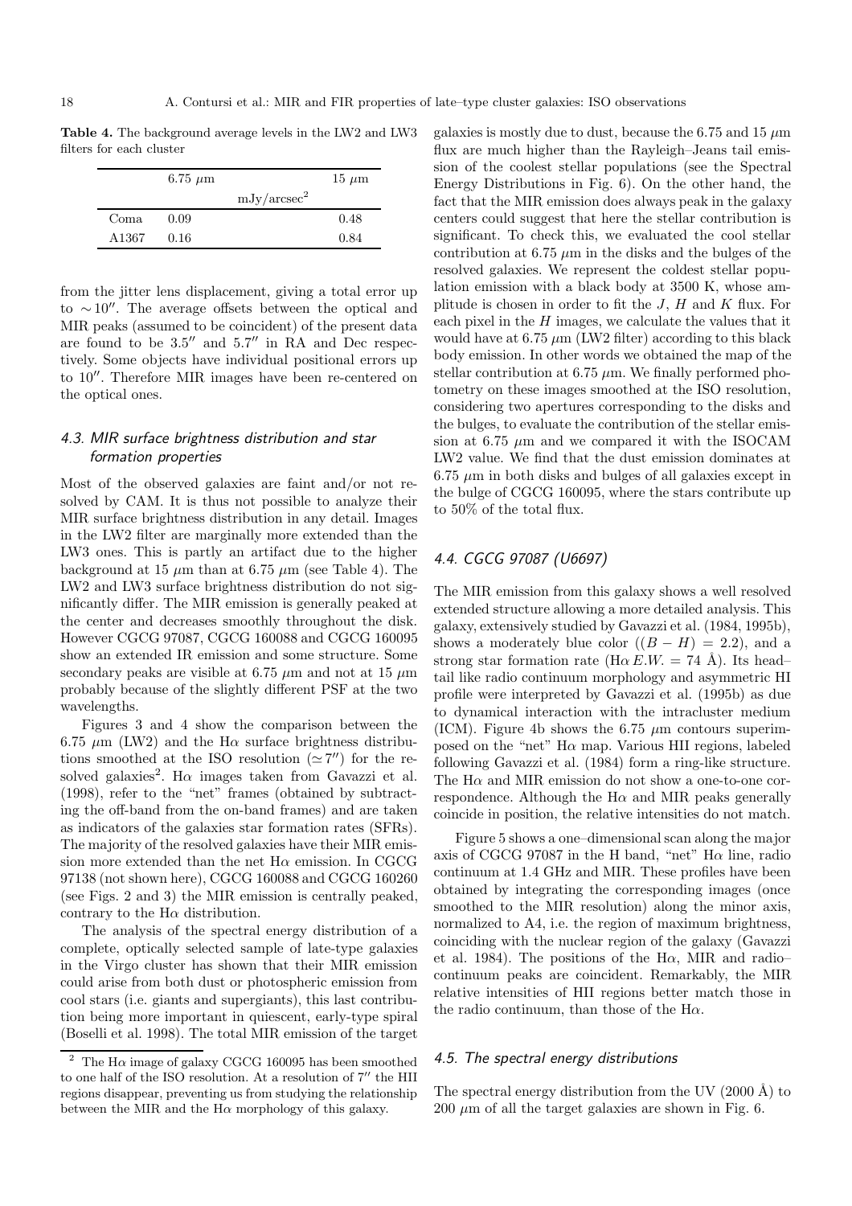**Table 4.** The background average levels in the LW2 and LW3 filters for each cluster

| | 6.75 $\mu$m | 15 $\mu$m |
|---|---|---|
| | mJy/arcsec$^2$ | |
| Coma | 0.09 | 0.48 |
| A1367 | 0.16 | 0.84 |

from the jitter lens displacement, giving a total error up to $\sim 10''$. The average offsets between the optical and MIR peaks (assumed to be coincident) of the present data are found to be $3.5''$ and $5.7''$ in RA and Dec respectively. Some objects have individual positional errors up to $10''$. Therefore MIR images have been re-centered on the optical ones.

### 4.3. MIR surface brightness distribution and star formation properties

Most of the observed galaxies are faint and/or not resolved by CAM. It is thus not possible to analyze their MIR surface brightness distribution in any detail. Images in the LW2 filter are marginally more extended than the LW3 ones. This is partly an artifact due to the higher background at 15 $\mu$m than at 6.75 $\mu$m (see Table 4). The LW2 and LW3 surface brightness distribution do not significantly differ. The MIR emission is generally peaked at the center and decreases smoothly throughout the disk. However CGCG 97087, CGCG 160088 and CGCG 160095 show an extended IR emission and some structure. Some secondary peaks are visible at 6.75 $\mu$m and not at 15 $\mu$m probably because of the slightly different PSF at the two wavelengths.

Figures 3 and 4 show the comparison between the 6.75 $\mu$m (LW2) and the H$\alpha$ surface brightness distributions smoothed at the ISO resolution ($\simeq 7''$) for the resolved galaxies[2]. H$\alpha$ images taken from Gavazzi et al. (1998), refer to the "net" frames (obtained by subtracting the off-band from the on-band frames) and are taken as indicators of the galaxies star formation rates (SFRs). The majority of the resolved galaxies have their MIR emission more extended than the net H$\alpha$ emission. In CGCG 97138 (not shown here), CGCG 160088 and CGCG 160260 (see Figs. 2 and 3) the MIR emission is centrally peaked, contrary to the H$\alpha$ distribution.

The analysis of the spectral energy distribution of a complete, optically selected sample of late-type galaxies in the Virgo cluster has shown that their MIR emission could arise from both dust or photospheric emission from cool stars (i.e. giants and supergiants), this last contribution being more important in quiescent, early-type spiral (Boselli et al. 1998). The total MIR emission of the target galaxies is mostly due to dust, because the 6.75 and 15 $\mu$m flux are much higher than the Rayleigh–Jeans tail emission of the coolest stellar populations (see the Spectral Energy Distributions in Fig. 6). On the other hand, the fact that the MIR emission does always peak in the galaxy centers could suggest that here the stellar contribution is significant. To check this, we evaluated the cool stellar contribution at 6.75 $\mu$m in the disks and the bulges of the resolved galaxies. We represent the coldest stellar population emission with a black body at 3500 K, whose amplitude is chosen in order to fit the $J$, $H$ and $K$ flux. For each pixel in the $H$ images, we calculate the values that it would have at 6.75 $\mu$m (LW2 filter) according to this black body emission. In other words we obtained the map of the stellar contribution at 6.75 $\mu$m. We finally performed photometry on these images smoothed at the ISO resolution, considering two apertures corresponding to the disks and the bulges, to evaluate the contribution of the stellar emission at 6.75 $\mu$m and we compared it with the ISOCAM LW2 value. We find that the dust emission dominates at 6.75 $\mu$m in both disks and bulges of all galaxies except in the bulge of CGCG 160095, where the stars contribute up to 50% of the total flux.

[2] The H$\alpha$ image of galaxy CGCG 160095 has been smoothed to one half of the ISO resolution. At a resolution of $7''$ the HII regions disappear, preventing us from studying the relationship between the MIR and the H$\alpha$ morphology of this galaxy.

### 4.4. CGCG 97087 (U6697)

The MIR emission from this galaxy shows a well resolved extended structure allowing a more detailed analysis. This galaxy, extensively studied by Gavazzi et al. (1984, 1995b), shows a moderately blue color ($(B-H) = 2.2$), and a strong star formation rate (H$\alpha$ $E.W. = 74$ Å). Its head–tail like radio continuum morphology and asymmetric HI profile were interpreted by Gavazzi et al. (1995b) as due to dynamical interaction with the intracluster medium (ICM). Figure 4b shows the 6.75 $\mu$m contours superimposed on the "net" H$\alpha$ map. Various HII regions, labeled following Gavazzi et al. (1984) form a ring-like structure. The H$\alpha$ and MIR emission do not show a one-to-one correspondence. Although the H$\alpha$ and MIR peaks generally coincide in position, the relative intensities do not match.

Figure 5 shows a one–dimensional scan along the major axis of CGCG 97087 in the H band, "net" H$\alpha$ line, radio continuum at 1.4 GHz and MIR. These profiles have been obtained by integrating the corresponding images (once smoothed to the MIR resolution) along the minor axis, normalized to A4, i.e. the region of maximum brightness, coinciding with the nuclear region of the galaxy (Gavazzi et al. 1984). The positions of the H$\alpha$, MIR and radio–continuum peaks are coincident. Remarkably, the MIR relative intensities of HII regions better match those in the radio continuum, than those of the H$\alpha$.

### 4.5. The spectral energy distributions

The spectral energy distribution from the UV (2000 Å) to 200 $\mu$m of all the target galaxies are shown in Fig. 6.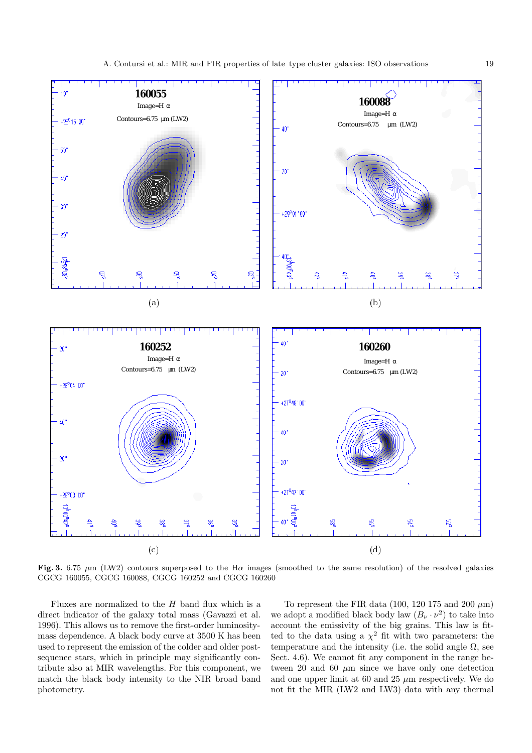**Fig. 3.** 6.75 $\mu$m (LW2) contours superposed to the H$\alpha$ images (smoothed to the same resolution) of the resolved galaxies CGCG 160055, CGCG 160088, CGCG 160252 and CGCG 160260

Fluxes are normalized to the $H$ band flux which is a direct indicator of the galaxy total mass (Gavazzi et al. 1996). This allows us to remove the first-order luminosity-mass dependence. A black body curve at 3500 K has been used to represent the emission of the colder and older post-sequence stars, which in principle may significantly contribute also at MIR wavelengths. For this component, we match the black body intensity to the NIR broad band photometry.

To represent the FIR data (100, 120 175 and 200 $\mu$m) we adopt a modified black body law ($B_\nu \cdot \nu^2$) to take into account the emissivity of the big grains. This law is fitted to the data using a $\chi^2$ fit with two parameters: the temperature and the intensity (i.e. the solid angle $\Omega$, see Sect. 4.6). We cannot fit any component in the range between 20 and 60 $\mu$m since we have only one detection and one upper limit at 60 and 25 $\mu$m respectively. We do not fit the MIR (LW2 and LW3) data with any thermal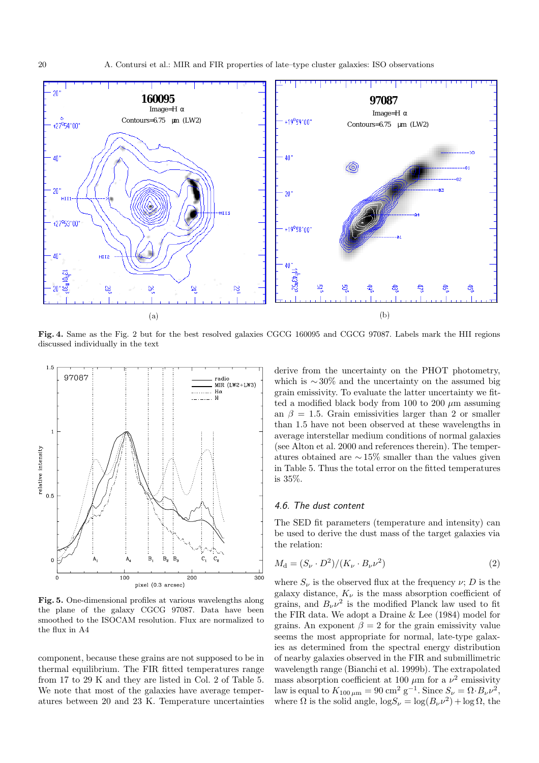**Fig. 4.** Same as the Fig. 2 but for the best resolved galaxies CGCG 160095 and CGCG 97087. Labels mark the HII regions discussed individually in the text

**Fig. 5.** One-dimensional profiles at various wavelengths along the plane of the galaxy CGCG 97087. Data have been smoothed to the ISOCAM resolution. Flux are normalized to the flux in A4

component, because these grains are not supposed to be in thermal equilibrium. The FIR fitted temperatures range from 17 to 29 K and they are listed in Col. 2 of Table 5. We note that most of the galaxies have average temperatures between 20 and 23 K. Temperature uncertainties derive from the uncertainty on the PHOT photometry, which is $\sim 30\%$ and the uncertainty on the assumed big grain emissivity. To evaluate the latter uncertainty we fitted a modified black body from 100 to 200 $\mu$m assuming an $\beta = 1.5$. Grain emissivities larger than 2 or smaller than 1.5 have not been observed at these wavelengths in average interstellar medium conditions of normal galaxies (see Alton et al. 2000 and references therein). The temperatures obtained are $\sim 15\%$ smaller than the values given in Table 5. Thus the total error on the fitted temperatures is 35%.

### 4.6. The dust content

The SED fit parameters (temperature and intensity) can be used to derive the dust mass of the target galaxies via the relation:

$$M_{\rm d} = (S_\nu \cdot D^2)/(K_\nu \cdot B_\nu \nu^2) \quad (2)$$

where $S_\nu$ is the observed flux at the frequency $\nu$; $D$ is the galaxy distance, $K_\nu$ is the mass absorption coefficient of grains, and $B_\nu \nu^2$ is the modified Planck law used to fit the FIR data. We adopt a Draine & Lee (1984) model for grains. An exponent $\beta = 2$ for the grain emissivity value seems the most appropriate for normal, late-type galaxies as determined from the spectral energy distribution of nearby galaxies observed in the FIR and submillimetric wavelength range (Bianchi et al. 1999b). The extrapolated mass absorption coefficient at 100 $\mu$m for a $\nu^2$ emissivity law is equal to $K_{100\,\mu{\rm m}} = 90$ cm$^2$ g$^{-1}$. Since $S_\nu = \Omega \cdot B_\nu \nu^2$, where $\Omega$ is the solid angle, $\log S_\nu = \log(B_\nu \nu^2) + \log \Omega$, the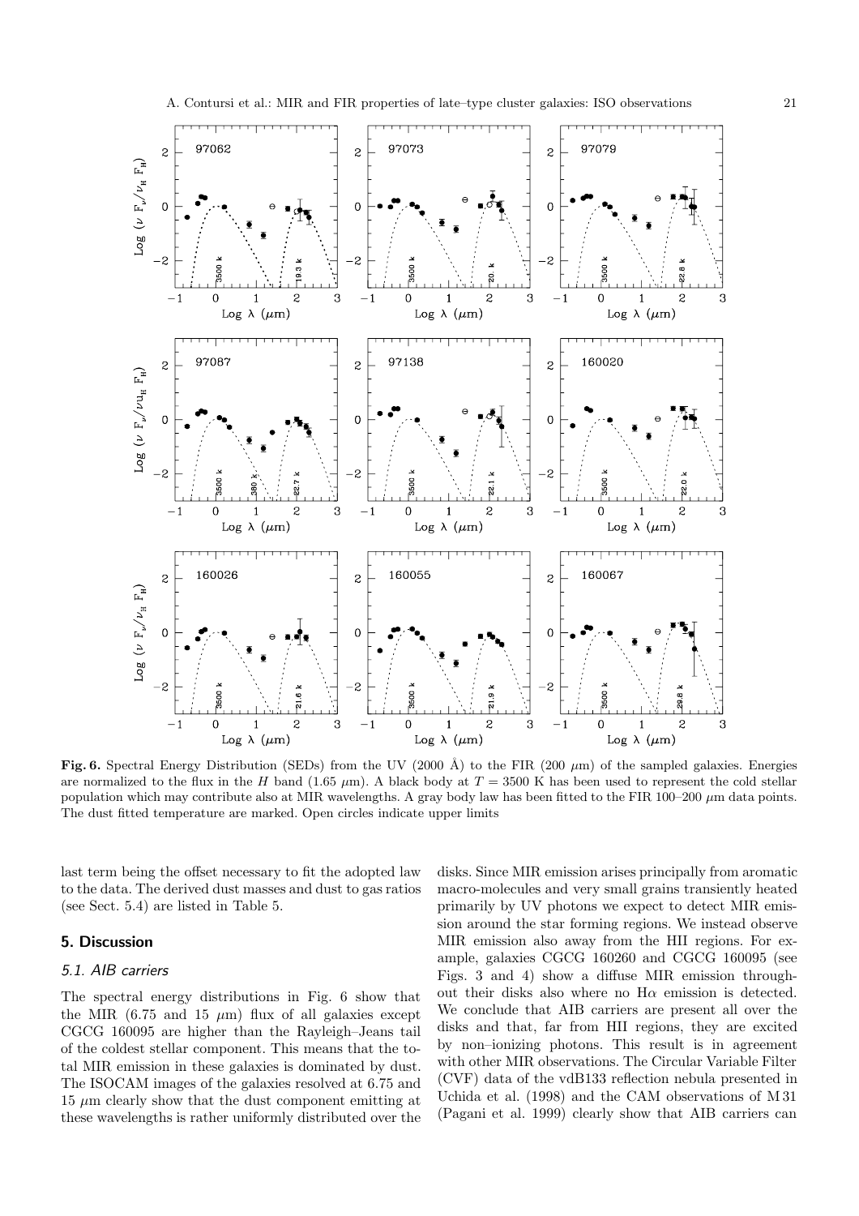**Fig. 6.** Spectral Energy Distribution (SEDs) from the UV (2000 Å) to the FIR (200 $\mu$m) of the sampled galaxies. Energies are normalized to the flux in the $H$ band (1.65 $\mu$m). A black body at $T = 3500$ K has been used to represent the cold stellar population which may contribute also at MIR wavelengths. A gray body law has been fitted to the FIR 100–200 $\mu$m data points. The dust fitted temperature are marked. Open circles indicate upper limits

last term being the offset necessary to fit the adopted law to the data. The derived dust masses and dust to gas ratios (see Sect. 5.4) are listed in Table 5.

## 5. Discussion

### 5.1. AIB carriers

The spectral energy distributions in Fig. 6 show that the MIR (6.75 and 15 $\mu$m) flux of all galaxies except CGCG 160095 are higher than the Rayleigh–Jeans tail of the coldest stellar component. This means that the total MIR emission in these galaxies is dominated by dust. The ISOCAM images of the galaxies resolved at 6.75 and 15 $\mu$m clearly show that the dust component emitting at these wavelengths is rather uniformly distributed over the disks. Since MIR emission arises principally from aromatic macro-molecules and very small grains transiently heated primarily by UV photons we expect to detect MIR emission around the star forming regions. We instead observe MIR emission also away from the HII regions. For example, galaxies CGCG 160260 and CGCG 160095 (see Figs. 3 and 4) show a diffuse MIR emission throughout their disks also where no H$\alpha$ emission is detected. We conclude that AIB carriers are present all over the disks and that, far from HII regions, they are excited by non–ionizing photons. This result is in agreement with other MIR observations. The Circular Variable Filter (CVF) data of the vdB133 reflection nebula presented in Uchida et al. (1998) and the CAM observations of M 31 (Pagani et al. 1999) clearly show that AIB carriers can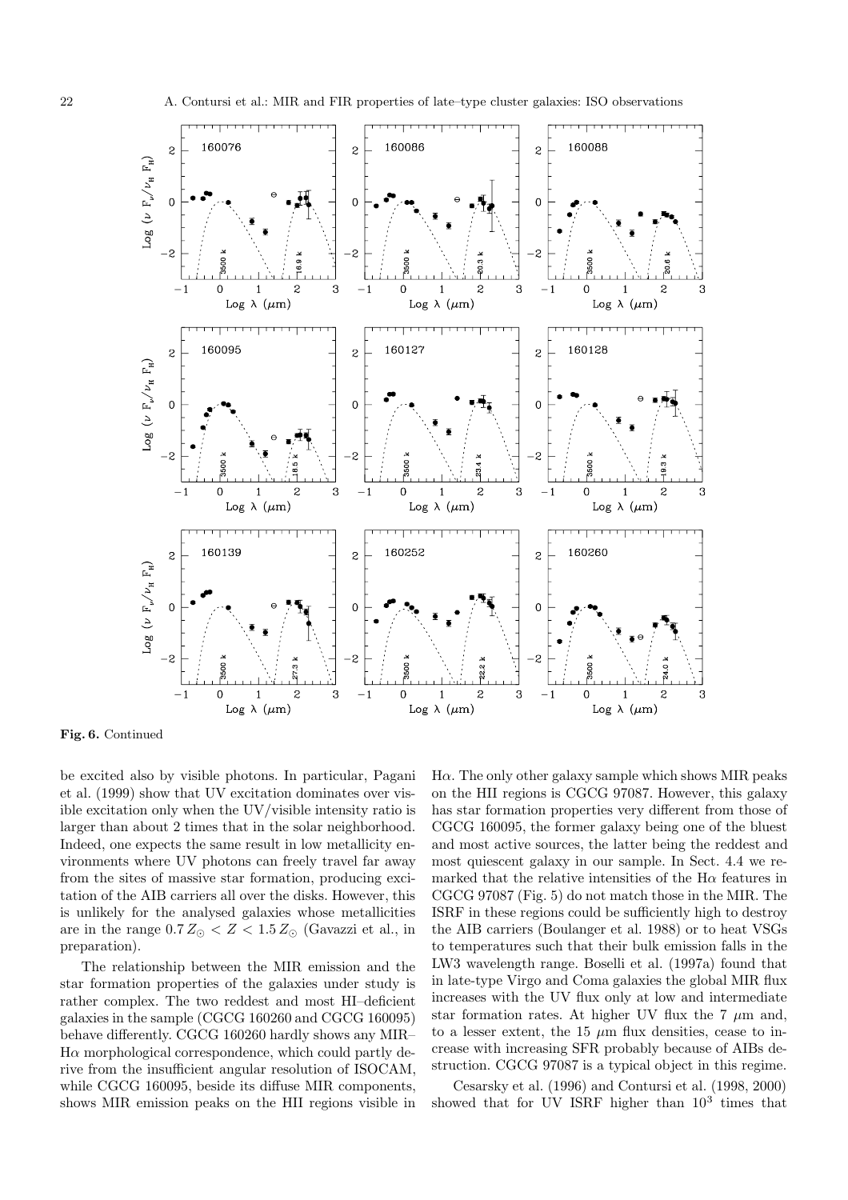**Fig. 6.** Continued

be excited also by visible photons. In particular, Pagani et al. (1999) show that UV excitation dominates over visible excitation only when the UV/visible intensity ratio is larger than about 2 times that in the solar neighborhood. Indeed, one expects the same result in low metallicity environments where UV photons can freely travel far away from the sites of massive star formation, producing excitation of the AIB carriers all over the disks. However, this is unlikely for the analysed galaxies whose metallicities are in the range $0.7\,Z_{\odot} < Z < 1.5\,Z_{\odot}$ (Gavazzi et al., in preparation).

The relationship between the MIR emission and the star formation properties of the galaxies under study is rather complex. The two reddest and most HI–deficient galaxies in the sample (CGCG 160260 and CGCG 160095) behave differently. CGCG 160260 hardly shows any MIR–H$\alpha$ morphological correspondence, which could partly derive from the insufficient angular resolution of ISOCAM, while CGCG 160095, beside its diffuse MIR components, shows MIR emission peaks on the HII regions visible in H$\alpha$. The only other galaxy sample which shows MIR peaks on the HII regions is CGCG 97087. However, this galaxy has star formation properties very different from those of CGCG 160095, the former galaxy being one of the bluest and most active sources, the latter being the reddest and most quiescent galaxy in our sample. In Sect. 4.4 we remarked that the relative intensities of the H$\alpha$ features in CGCG 97087 (Fig. 5) do not match those in the MIR. The ISRF in these regions could be sufficiently high to destroy the AIB carriers (Boulanger et al. 1988) or to heat VSGs to temperatures such that their bulk emission falls in the LW3 wavelength range. Boselli et al. (1997a) found that in late-type Virgo and Coma galaxies the global MIR flux increases with the UV flux only at low and intermediate star formation rates. At higher UV flux the 7 $\mu$m and, to a lesser extent, the 15 $\mu$m flux densities, cease to increase with increasing SFR probably because of AIBs destruction. CGCG 97087 is a typical object in this regime.

Cesarsky et al. (1996) and Contursi et al. (1998, 2000) showed that for UV ISRF higher than $10^3$ times that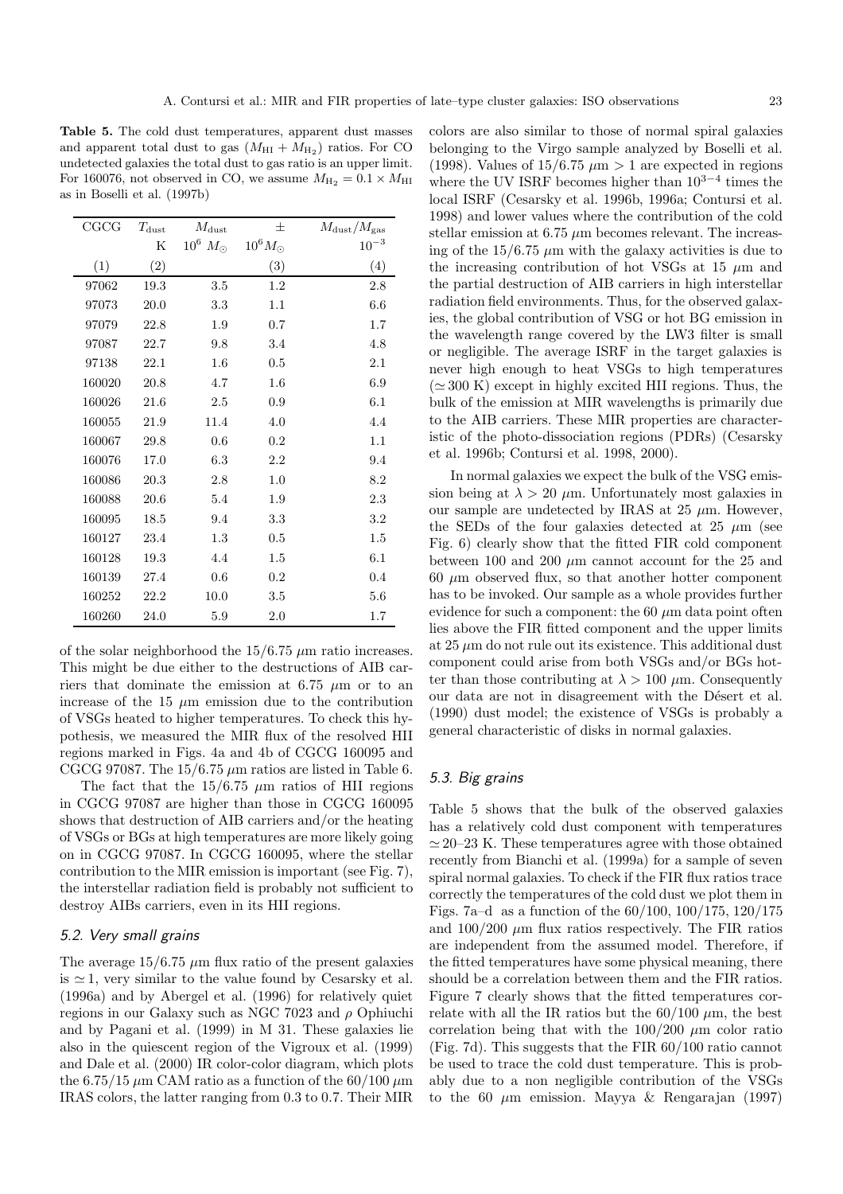**Table 5.** The cold dust temperatures, apparent dust masses and apparent total dust to gas ($M_{\rm HI} + M_{\rm H_2}$) ratios. For CO undetected galaxies the total dust to gas ratio is an upper limit. For 160076, not observed in CO, we assume $M_{\rm H_2} = 0.1 \times M_{\rm HI}$ as in Boselli et al. (1997b)

| CGCG | $T_{\rm dust}$ | $M_{\rm dust}$ | $\pm$ | $M_{\rm dust}/M_{\rm gas}$ |
|---|---|---|---|---|
| | K | $10^6\ M_\odot$ | $10^6 M_\odot$ | $10^{-3}$ |
| (1) | (2) | | (3) | (4) |
| 97062 | 19.3 | 3.5 | 1.2 | 2.8 |
| 97073 | 20.0 | 3.3 | 1.1 | 6.6 |
| 97079 | 22.8 | 1.9 | 0.7 | 1.7 |
| 97087 | 22.7 | 9.8 | 3.4 | 4.8 |
| 97138 | 22.1 | 1.6 | 0.5 | 2.1 |
| 160020 | 20.8 | 4.7 | 1.6 | 6.9 |
| 160026 | 21.6 | 2.5 | 0.9 | 6.1 |
| 160055 | 21.9 | 11.4 | 4.0 | 4.4 |
| 160067 | 29.8 | 0.6 | 0.2 | 1.1 |
| 160076 | 17.0 | 6.3 | 2.2 | 9.4 |
| 160086 | 20.3 | 2.8 | 1.0 | 8.2 |
| 160088 | 20.6 | 5.4 | 1.9 | 2.3 |
| 160095 | 18.5 | 9.4 | 3.3 | 3.2 |
| 160127 | 23.4 | 1.3 | 0.5 | 1.5 |
| 160128 | 19.3 | 4.4 | 1.5 | 6.1 |
| 160139 | 27.4 | 0.6 | 0.2 | 0.4 |
| 160252 | 22.2 | 10.0 | 3.5 | 5.6 |
| 160260 | 24.0 | 5.9 | 2.0 | 1.7 |

of the solar neighborhood the 15/6.75 $\mu$m ratio increases. This might be due either to the destructions of AIB carriers that dominate the emission at 6.75 $\mu$m or to an increase of the 15 $\mu$m emission due to the contribution of VSGs heated to higher temperatures. To check this hypothesis, we measured the MIR flux of the resolved HII regions marked in Figs. 4a and 4b of CGCG 160095 and CGCG 97087. The 15/6.75 $\mu$m ratios are listed in Table 6.

The fact that the 15/6.75 $\mu$m ratios of HII regions in CGCG 97087 are higher than those in CGCG 160095 shows that destruction of AIB carriers and/or the heating of VSGs or BGs at high temperatures are more likely going on in CGCG 97087. In CGCG 160095, where the stellar contribution to the MIR emission is important (see Fig. 7), the interstellar radiation field is probably not sufficient to destroy AIBs carriers, even in its HII regions.

### *5.2. Very small grains*

The average 15/6.75 $\mu$m flux ratio of the present galaxies is $\simeq 1$, very similar to the value found by Cesarsky et al. (1996a) and by Abergel et al. (1996) for relatively quiet regions in our Galaxy such as NGC 7023 and $\rho$ Ophiuchi and by Pagani et al. (1999) in M 31. These galaxies lie also in the quiescent region of the Vigroux et al. (1999) and Dale et al. (2000) IR color-color diagram, which plots the 6.75/15 $\mu$m CAM ratio as a function of the 60/100 $\mu$m IRAS colors, the latter ranging from 0.3 to 0.7. Their MIR colors are also similar to those of normal spiral galaxies belonging to the Virgo sample analyzed by Boselli et al. (1998). Values of 15/6.75 $\mu$m > 1 are expected in regions where the UV ISRF becomes higher than $10^{3-4}$ times the local ISRF (Cesarsky et al. 1996b, 1996a; Contursi et al. 1998) and lower values where the contribution of the cold stellar emission at 6.75 $\mu$m becomes relevant. The increasing of the 15/6.75 $\mu$m with the galaxy activities is due to the increasing contribution of hot VSGs at 15 $\mu$m and the partial destruction of AIB carriers in high interstellar radiation field environments. Thus, for the observed galaxies, the global contribution of VSG or hot BG emission in the wavelength range covered by the LW3 filter is small or negligible. The average ISRF in the target galaxies is never high enough to heat VSGs to high temperatures ($\simeq 300$ K) except in highly excited HII regions. Thus, the bulk of the emission at MIR wavelengths is primarily due to the AIB carriers. These MIR properties are characteristic of the photo-dissociation regions (PDRs) (Cesarsky et al. 1996b; Contursi et al. 1998, 2000).

In normal galaxies we expect the bulk of the VSG emission being at $\lambda > 20$ $\mu$m. Unfortunately most galaxies in our sample are undetected by IRAS at 25 $\mu$m. However, the SEDs of the four galaxies detected at 25 $\mu$m (see Fig. 6) clearly show that the fitted FIR cold component between 100 and 200 $\mu$m cannot account for the 25 and 60 $\mu$m observed flux, so that another hotter component has to be invoked. Our sample as a whole provides further evidence for such a component: the 60 $\mu$m data point often lies above the FIR fitted component and the upper limits at 25 $\mu$m do not rule out its existence. This additional dust component could arise from both VSGs and/or BGs hotter than those contributing at $\lambda > 100$ $\mu$m. Consequently our data are not in disagreement with the Désert et al. (1990) dust model; the existence of VSGs is probably a general characteristic of disks in normal galaxies.

### *5.3. Big grains*

Table 5 shows that the bulk of the observed galaxies has a relatively cold dust component with temperatures $\simeq$20–23 K. These temperatures agree with those obtained recently from Bianchi et al. (1999a) for a sample of seven spiral normal galaxies. To check if the FIR flux ratios trace correctly the temperatures of the cold dust we plot them in Figs. 7a–d as a function of the 60/100, 100/175, 120/175 and 100/200 $\mu$m flux ratios respectively. The FIR ratios are independent from the assumed model. Therefore, if the fitted temperatures have some physical meaning, there should be a correlation between them and the FIR ratios. Figure 7 clearly shows that the fitted temperatures correlate with all the IR ratios but the 60/100 $\mu$m, the best correlation being that with the 100/200 $\mu$m color ratio (Fig. 7d). This suggests that the FIR 60/100 ratio cannot be used to trace the cold dust temperature. This is probably due to a non negligible contribution of the VSGs to the 60 $\mu$m emission. Mayya & Rengarajan (1997)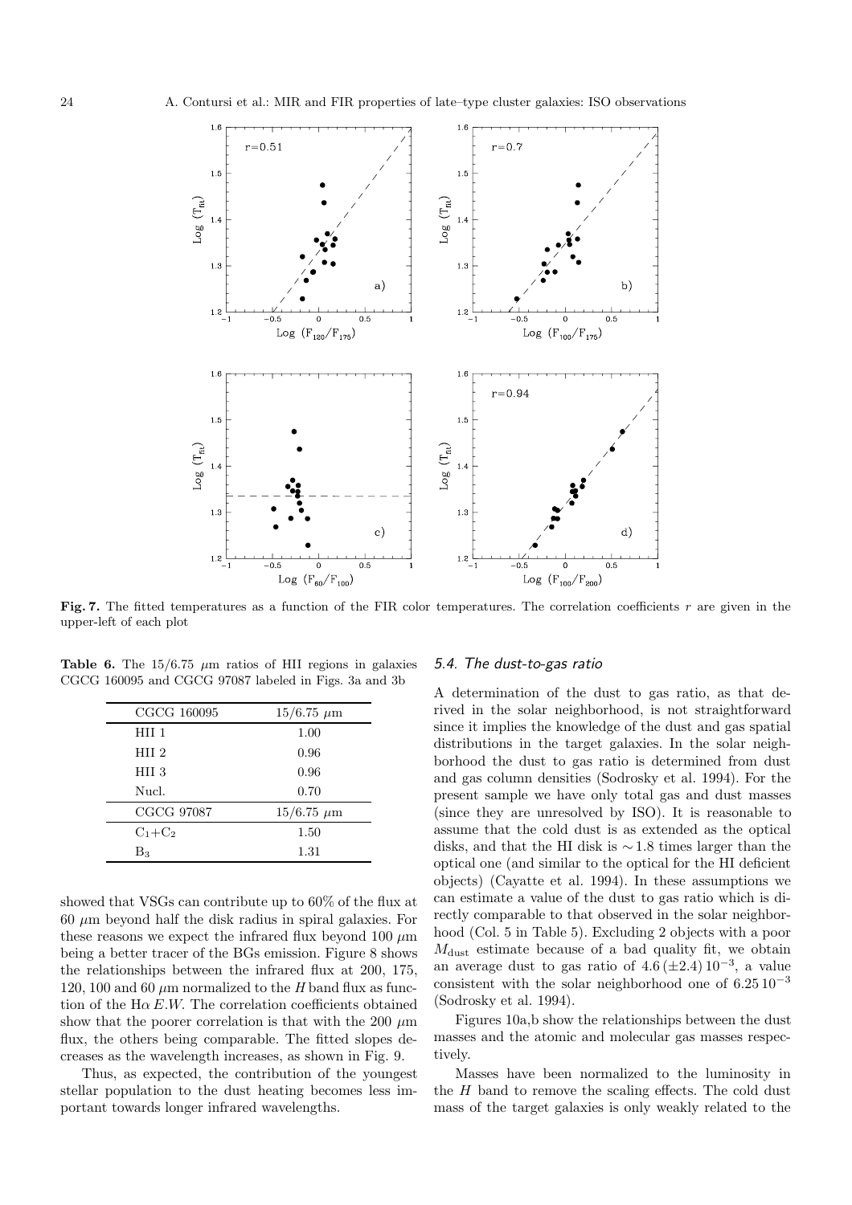**Fig. 7.** The fitted temperatures as a function of the FIR color temperatures. The correlation coefficients $r$ are given in the upper-left of each plot

**Table 6.** The 15/6.75 $\mu$m ratios of HII regions in galaxies CGCG 160095 and CGCG 97087 labeled in Figs. 3a and 3b

| CGCG 160095 | 15/6.75 $\mu$m |
|---|---|
| HII 1 | 1.00 |
| HII 2 | 0.96 |
| HII 3 | 0.96 |
| Nucl. | 0.70 |
| **CGCG 97087** | **15/6.75 $\mu$m** |
| $C_1$+$C_2$ | 1.50 |
| $B_3$ | 1.31 |

showed that VSGs can contribute up to 60% of the flux at 60 $\mu$m beyond half the disk radius in spiral galaxies. For these reasons we expect the infrared flux beyond 100 $\mu$m being a better tracer of the BGs emission. Figure 8 shows the relationships between the infrared flux at 200, 175, 120, 100 and 60 $\mu$m normalized to the $H$ band flux as function of the H$\alpha$ $E.W.$ The correlation coefficients obtained show that the poorer correlation is that with the 200 $\mu$m flux, the others being comparable. The fitted slopes decreases as the wavelength increases, as shown in Fig. 9.

Thus, as expected, the contribution of the youngest stellar population to the dust heating becomes less important towards longer infrared wavelengths.

### 5.4. The dust-to-gas ratio

A determination of the dust to gas ratio, as that derived in the solar neighborhood, is not straightforward since it implies the knowledge of the dust and gas spatial distributions in the target galaxies. In the solar neighborhood the dust to gas ratio is determined from dust and gas column densities (Sodrosky et al. 1994). For the present sample we have only total gas and dust masses (since they are unresolved by ISO). It is reasonable to assume that the cold dust is as extended as the optical disks, and that the HI disk is $\sim 1.8$ times larger than the optical one (and similar to the optical for the HI deficient objects) (Cayatte et al. 1994). In these assumptions we can estimate a value of the dust to gas ratio which is directly comparable to that observed in the solar neighborhood (Col. 5 in Table 5). Excluding 2 objects with a poor $M_{\rm dust}$ estimate because of a bad quality fit, we obtain an average dust to gas ratio of $4.6\,(\pm 2.4)\,10^{-3}$, a value consistent with the solar neighborhood one of $6.25\,10^{-3}$ (Sodrosky et al. 1994).

Figures 10a,b show the relationships between the dust masses and the atomic and molecular gas masses respectively.

Masses have been normalized to the luminosity in the $H$ band to remove the scaling effects. The cold dust mass of the target galaxies is only weakly related to the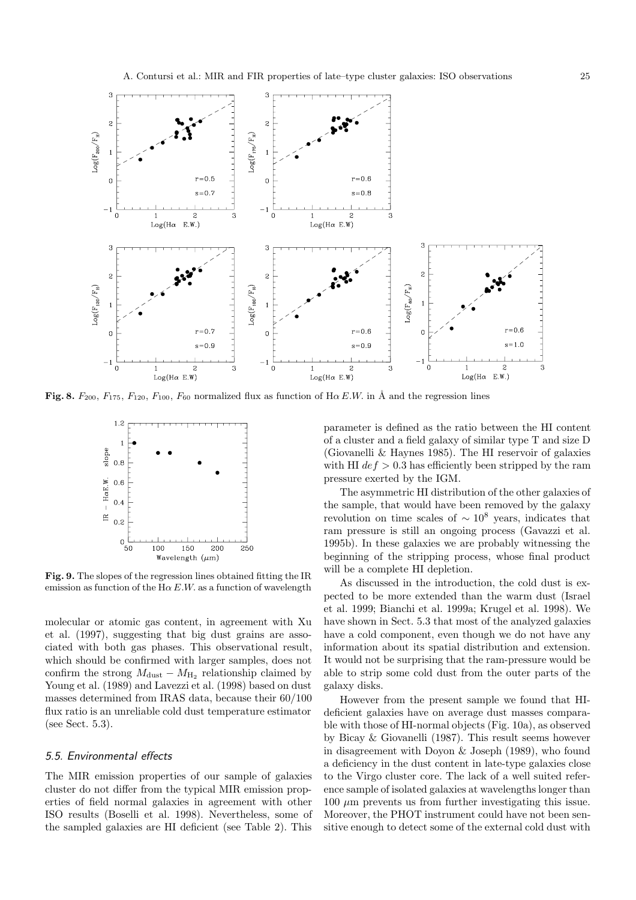**Fig. 8.** $F_{200}$, $F_{175}$, $F_{120}$, $F_{100}$, $F_{60}$ normalized flux as function of H$\alpha$ $E.W.$ in Å and the regression lines

**Fig. 9.** The slopes of the regression lines obtained fitting the IR emission as function of the H$\alpha$ $E.W.$ as a function of wavelength

molecular or atomic gas content, in agreement with Xu et al. (1997), suggesting that big dust grains are associated with both gas phases. This observational result, which should be confirmed with larger samples, does not confirm the strong $M_{\rm dust} - M_{\rm H_2}$ relationship claimed by Young et al. (1989) and Lavezzi et al. (1998) based on dust masses determined from IRAS data, because their 60/100 flux ratio is an unreliable cold dust temperature estimator (see Sect. 5.3).

### 5.5. Environmental effects

The MIR emission properties of our sample of galaxies cluster do not differ from the typical MIR emission properties of field normal galaxies in agreement with other ISO results (Boselli et al. 1998). Nevertheless, some of the sampled galaxies are HI deficient (see Table 2). This parameter is defined as the ratio between the HI content of a cluster and a field galaxy of similar type T and size D (Giovanelli & Haynes 1985). The HI reservoir of galaxies with HI $def > 0.3$ has efficiently been stripped by the ram pressure exerted by the IGM.

The asymmetric HI distribution of the other galaxies of the sample, that would have been removed by the galaxy revolution on time scales of $\sim 10^8$ years, indicates that ram pressure is still an ongoing process (Gavazzi et al. 1995b). In these galaxies we are probably witnessing the beginning of the stripping process, whose final product will be a complete HI depletion.

As discussed in the introduction, the cold dust is expected to be more extended than the warm dust (Israel et al. 1999; Bianchi et al. 1999a; Krugel et al. 1998). We have shown in Sect. 5.3 that most of the analyzed galaxies have a cold component, even though we do not have any information about its spatial distribution and extension. It would not be surprising that the ram-pressure would be able to strip some cold dust from the outer parts of the galaxy disks.

However from the present sample we found that HI-deficient galaxies have on average dust masses comparable with those of HI-normal objects (Fig. 10a), as observed by Bicay & Giovanelli (1987). This result seems however in disagreement with Doyon & Joseph (1989), who found a deficiency in the dust content in late-type galaxies close to the Virgo cluster core. The lack of a well suited reference sample of isolated galaxies at wavelengths longer than 100 $\mu$m prevents us from further investigating this issue. Moreover, the PHOT instrument could have not been sensitive enough to detect some of the external cold dust with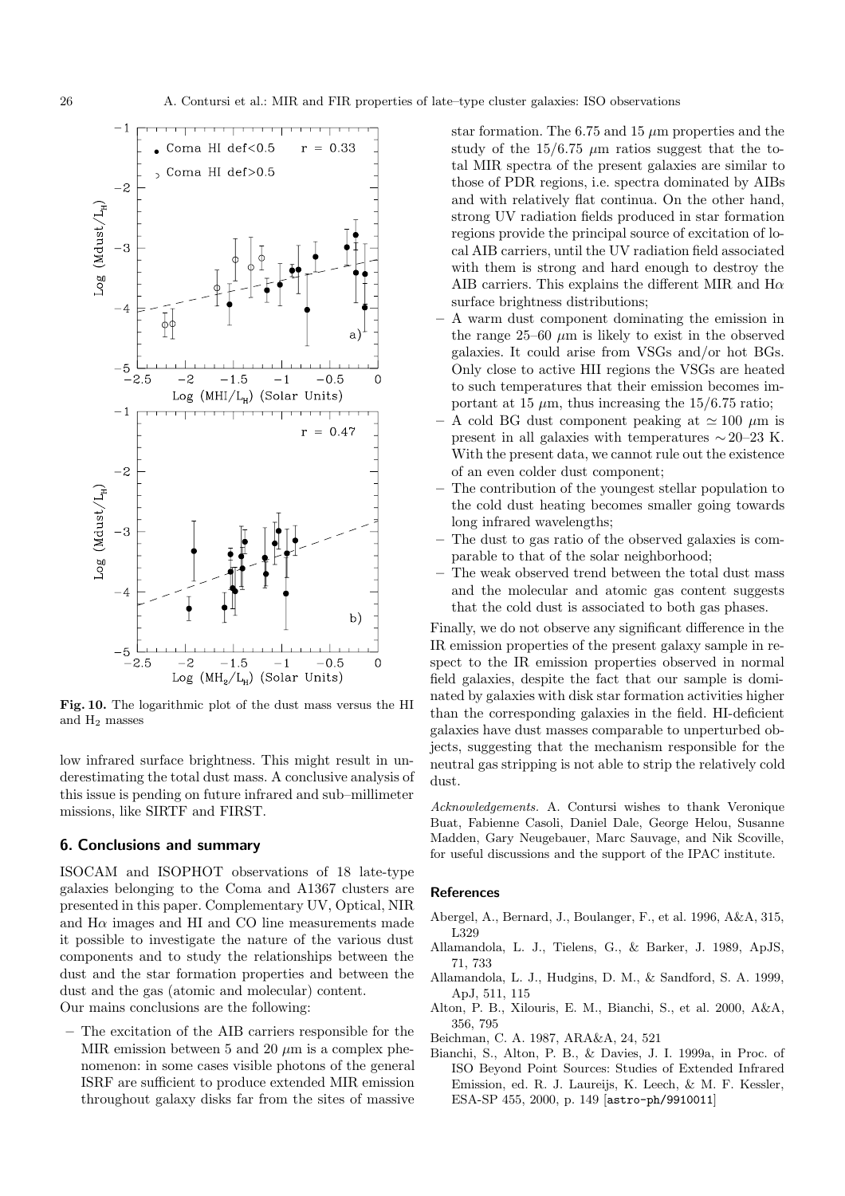**Fig. 10.** The logarithmic plot of the dust mass versus the HI and $H_2$ masses

low infrared surface brightness. This might result in underestimating the total dust mass. A conclusive analysis of this issue is pending on future infrared and sub–millimeter missions, like SIRTF and FIRST.

## 6. Conclusions and summary

ISOCAM and ISOPHOT observations of 18 late-type galaxies belonging to the Coma and A1367 clusters are presented in this paper. Complementary UV, Optical, NIR and Hα images and HI and CO line measurements made it possible to investigate the nature of the various dust components and to study the relationships between the dust and the star formation properties and between the dust and the gas (atomic and molecular) content.

Our mains conclusions are the following:

- The excitation of the AIB carriers responsible for the MIR emission between 5 and 20 μm is a complex phenomenon: in some cases visible photons of the general ISRF are sufficient to produce extended MIR emission throughout galaxy disks far from the sites of massive star formation. The 6.75 and 15 μm properties and the study of the 15/6.75 μm ratios suggest that the total MIR spectra of the present galaxies are similar to those of PDR regions, i.e. spectra dominated by AIBs and with relatively flat continua. On the other hand, strong UV radiation fields produced in star formation regions provide the principal source of excitation of local AIB carriers, until the UV radiation field associated with them is strong and hard enough to destroy the AIB carriers. This explains the different MIR and Hα surface brightness distributions;
- A warm dust component dominating the emission in the range 25–60 μm is likely to exist in the observed galaxies. It could arise from VSGs and/or hot BGs. Only close to active HII regions the VSGs are heated to such temperatures that their emission becomes important at 15 μm, thus increasing the 15/6.75 ratio;
- A cold BG dust component peaking at $\simeq 100$ μm is present in all galaxies with temperatures $\sim 20$–23 K. With the present data, we cannot rule out the existence of an even colder dust component;
- The contribution of the youngest stellar population to the cold dust heating becomes smaller going towards long infrared wavelengths;
- The dust to gas ratio of the observed galaxies is comparable to that of the solar neighborhood;
- The weak observed trend between the total dust mass and the molecular and atomic gas content suggests that the cold dust is associated to both gas phases.

Finally, we do not observe any significant difference in the IR emission properties of the present galaxy sample in respect to the IR emission properties observed in normal field galaxies, despite the fact that our sample is dominated by galaxies with disk star formation activities higher than the corresponding galaxies in the field. HI-deficient galaxies have dust masses comparable to unperturbed objects, suggesting that the mechanism responsible for the neutral gas stripping is not able to strip the relatively cold dust.

*Acknowledgements.* A. Contursi wishes to thank Veronique Buat, Fabienne Casoli, Daniel Dale, George Helou, Susanne Madden, Gary Neugebauer, Marc Sauvage, and Nik Scoville, for useful discussions and the support of the IPAC institute.

## References

Abergel, A., Bernard, J., Boulanger, F., et al. 1996, A&A, 315, L329

Allamandola, L. J., Tielens, G., & Barker, J. 1989, ApJS, 71, 733

Allamandola, L. J., Hudgins, D. M., & Sandford, S. A. 1999, ApJ, 511, 115

Alton, P. B., Xilouris, E. M., Bianchi, S., et al. 2000, A&A, 356, 795

Beichman, C. A. 1987, ARA&A, 24, 521

Bianchi, S., Alton, P. B., & Davies, J. I. 1999a, in Proc. of ISO Beyond Point Sources: Studies of Extended Infrared Emission, ed. R. J. Laureijs, K. Leech, & M. F. Kessler, ESA-SP 455, 2000, p. 149 [astro-ph/9910011]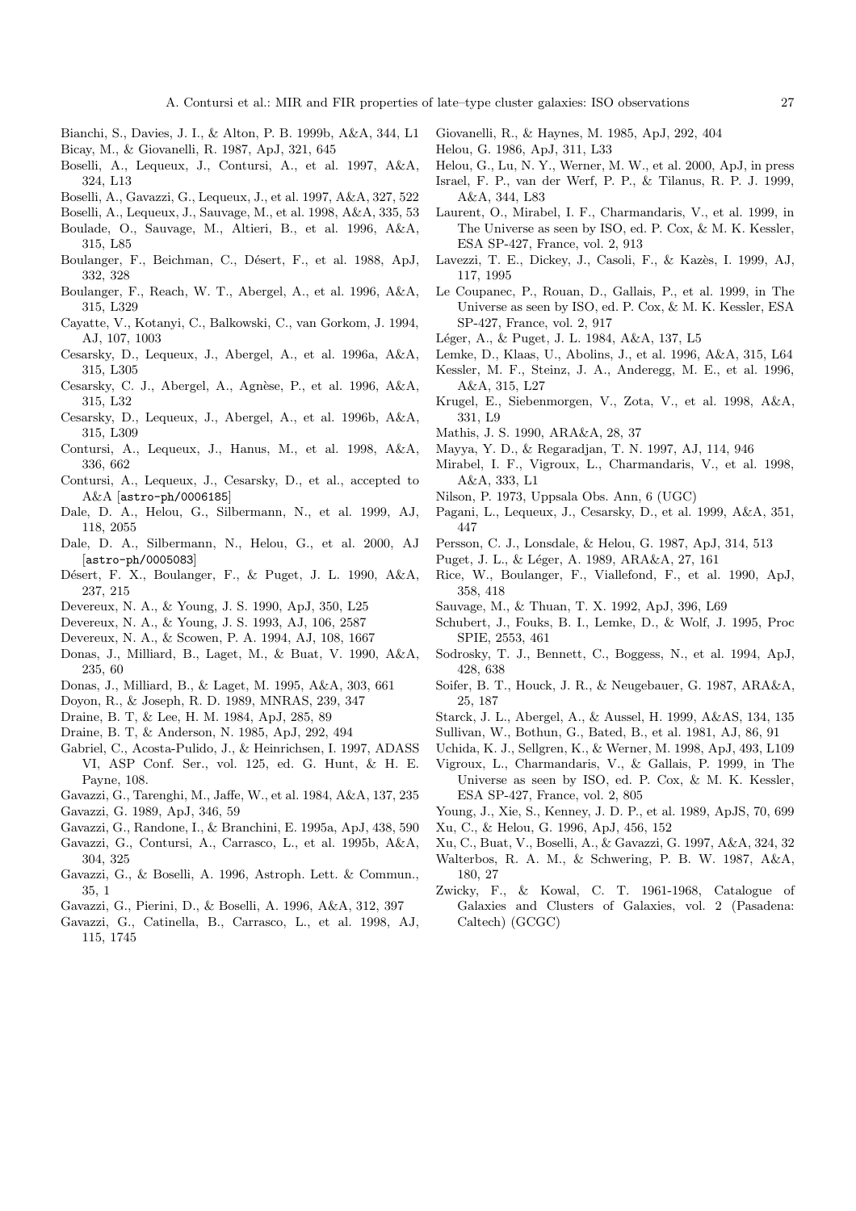Bianchi, S., Davies, J. I., & Alton, P. B. 1999b, A&A, 344, L1

Bicay, M., & Giovanelli, R. 1987, ApJ, 321, 645

Boselli, A., Lequeux, J., Contursi, A., et al. 1997, A&A, 324, L13

Boselli, A., Gavazzi, G., Lequeux, J., et al. 1997, A&A, 327, 522

Boselli, A., Lequeux, J., Sauvage, M., et al. 1998, A&A, 335, 53

Boulade, O., Sauvage, M., Altieri, B., et al. 1996, A&A, 315, L85

Boulanger, F., Beichman, C., Désert, F., et al. 1988, ApJ, 332, 328

Boulanger, F., Reach, W. T., Abergel, A., et al. 1996, A&A, 315, L329

Cayatte, V., Kotanyi, C., Balkowski, C., van Gorkom, J. 1994, AJ, 107, 1003

Cesarsky, D., Lequeux, J., Abergel, A., et al. 1996a, A&A, 315, L305

Cesarsky, C. J., Abergel, A., Agnèse, P., et al. 1996, A&A, 315, L32

Cesarsky, D., Lequeux, J., Abergel, A., et al. 1996b, A&A, 315, L309

Contursi, A., Lequeux, J., Hanus, M., et al. 1998, A&A, 336, 662

Contursi, A., Lequeux, J., Cesarsky, D., et al., accepted to A&A [astro-ph/0006185]

Dale, D. A., Helou, G., Silbermann, N., et al. 1999, AJ, 118, 2055

Dale, D. A., Silbermann, N., Helou, G., et al. 2000, AJ [astro-ph/0005083]

Désert, F. X., Boulanger, F., & Puget, J. L. 1990, A&A, 237, 215

Devereux, N. A., & Young, J. S. 1990, ApJ, 350, L25

Devereux, N. A., & Young, J. S. 1993, AJ, 106, 2587

Devereux, N. A., & Scowen, P. A. 1994, AJ, 108, 1667

Donas, J., Milliard, B., Laget, M., & Buat, V. 1990, A&A, 235, 60

Donas, J., Milliard, B., & Laget, M. 1995, A&A, 303, 661

Doyon, R., & Joseph, R. D. 1989, MNRAS, 239, 347

Draine, B. T, & Lee, H. M. 1984, ApJ, 285, 89

Draine, B. T, & Anderson, N. 1985, ApJ, 292, 494

Gabriel, C., Acosta-Pulido, J., & Heinrichsen, I. 1997, ADASS VI, ASP Conf. Ser., vol. 125, ed. G. Hunt, & H. E. Payne, 108.

Gavazzi, G., Tarenghi, M., Jaffe, W., et al. 1984, A&A, 137, 235

Gavazzi, G. 1989, ApJ, 346, 59

Gavazzi, G., Randone, I., & Branchini, E. 1995a, ApJ, 438, 590

Gavazzi, G., Contursi, A., Carrasco, L., et al. 1995b, A&A, 304, 325

Gavazzi, G., & Boselli, A. 1996, Astroph. Lett. & Commun., 35, 1

Gavazzi, G., Pierini, D., & Boselli, A. 1996, A&A, 312, 397

Gavazzi, G., Catinella, B., Carrasco, L., et al. 1998, AJ, 115, 1745

Giovanelli, R., & Haynes, M. 1985, ApJ, 292, 404

Helou, G. 1986, ApJ, 311, L33

Helou, G., Lu, N. Y., Werner, M. W., et al. 2000, ApJ, in press

Israel, F. P., van der Werf, P. P., & Tilanus, R. P. J. 1999, A&A, 344, L83

Laurent, O., Mirabel, I. F., Charmandaris, V., et al. 1999, in The Universe as seen by ISO, ed. P. Cox, & M. K. Kessler, ESA SP-427, France, vol. 2, 913

Lavezzi, T. E., Dickey, J., Casoli, F., & Kazès, I. 1999, AJ, 117, 1995

Le Coupanec, P., Rouan, D., Gallais, P., et al. 1999, in The Universe as seen by ISO, ed. P. Cox, & M. K. Kessler, ESA SP-427, France, vol. 2, 917

Léger, A., & Puget, J. L. 1984, A&A, 137, L5

Lemke, D., Klaas, U., Abolins, J., et al. 1996, A&A, 315, L64

Kessler, M. F., Steinz, J. A., Anderegg, M. E., et al. 1996, A&A, 315, L27

Krugel, E., Siebenmorgen, V., Zota, V., et al. 1998, A&A, 331, L9

Mathis, J. S. 1990, ARA&A, 28, 37

Mayya, Y. D., & Regaradjan, T. N. 1997, AJ, 114, 946

Mirabel, I. F., Vigroux, L., Charmandaris, V., et al. 1998, A&A, 333, L1

Nilson, P. 1973, Uppsala Obs. Ann, 6 (UGC)

Pagani, L., Lequeux, J., Cesarsky, D., et al. 1999, A&A, 351, 447

Persson, C. J., Lonsdale, & Helou, G. 1987, ApJ, 314, 513

Puget, J. L., & Léger, A. 1989, ARA&A, 27, 161

Rice, W., Boulanger, F., Viallefond, F., et al. 1990, ApJ, 358, 418

Sauvage, M., & Thuan, T. X. 1992, ApJ, 396, L69

Schubert, J., Fouks, B. I., Lemke, D., & Wolf, J. 1995, Proc SPIE, 2553, 461

Sodrosky, T. J., Bennett, C., Boggess, N., et al. 1994, ApJ, 428, 638

Soifer, B. T., Houck, J. R., & Neugebauer, G. 1987, ARA&A, 25, 187

Starck, J. L., Abergel, A., & Aussel, H. 1999, A&AS, 134, 135

Sullivan, W., Bothun, G., Bated, B., et al. 1981, AJ, 86, 91

Uchida, K. J., Sellgren, K., & Werner, M. 1998, ApJ, 493, L109

Vigroux, L., Charmandaris, V., & Gallais, P. 1999, in The Universe as seen by ISO, ed. P. Cox, & M. K. Kessler, ESA SP-427, France, vol. 2, 805

Young, J., Xie, S., Kenney, J. D. P., et al. 1989, ApJS, 70, 699

Xu, C., & Helou, G. 1996, ApJ, 456, 152

Xu, C., Buat, V., Boselli, A., & Gavazzi, G. 1997, A&A, 324, 32

Walterbos, R. A. M., & Schwering, P. B. W. 1987, A&A, 180, 27

Zwicky, F., & Kowal, C. T. 1961-1968, Catalogue of Galaxies and Clusters of Galaxies, vol. 2 (Pasadena: Caltech) (GCGC)